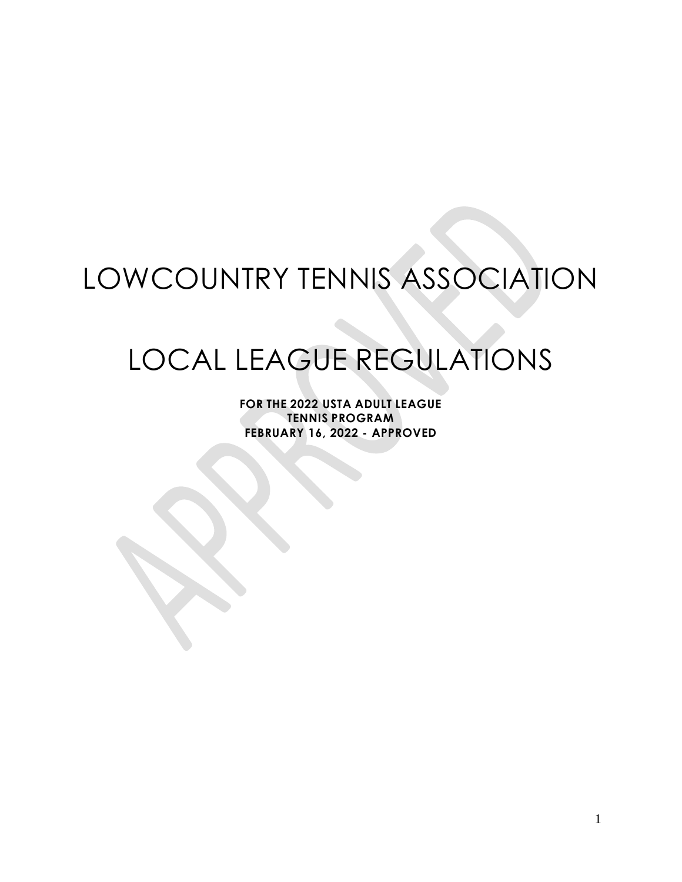# LOWCOUNTRY TENNIS ASSOCIATION

# LOCAL LEAGUE REGULATIONS

**FOR THE 2022 USTA ADULT LEAGUE**
**TENNIS PROGRAM**
**FEBRUARY 16, 2022 - APPROVED**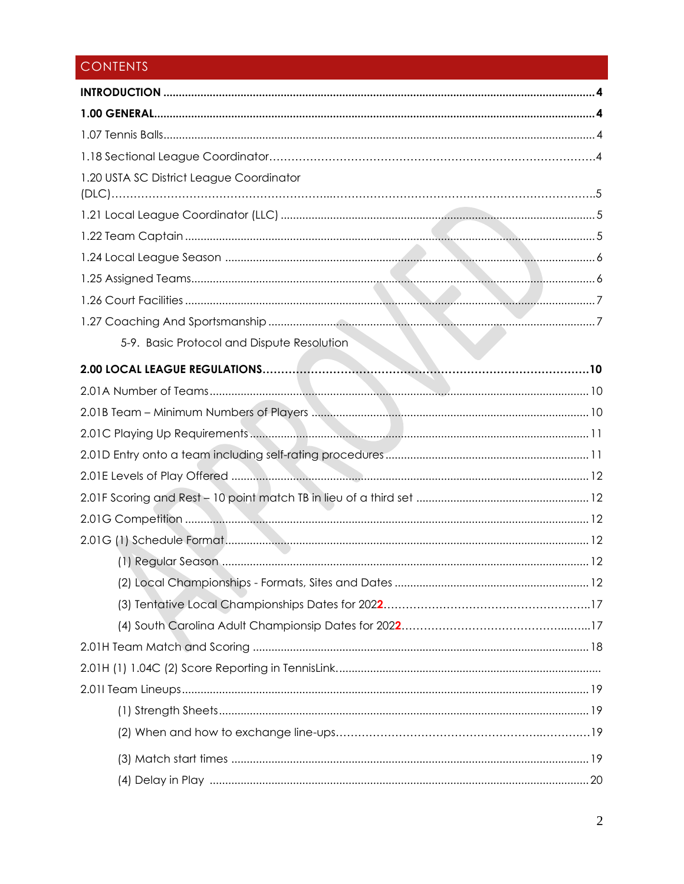# CONTENTS

**INTRODUCTION** ........................................................................ **4**

**1.00 GENERAL** ........................................................................ **4**

1.07 Tennis Balls ........................................................................ 4

1.18 Sectional League Coordinator ........................................................................ 4

1.20 USTA SC District League Coordinator (DLC) ........................................................................ 5

1.21 Local League Coordinator (LLC) ........................................................................ 5

1.22 Team Captain ........................................................................ 5

1.24 Local League Season ........................................................................ 6

1.25 Assigned Teams ........................................................................ 6

1.26 Court Facilities ........................................................................ 7

1.27 Coaching And Sportsmanship ........................................................................ 7

5-9. Basic Protocol and Dispute Resolution

**2.00 LOCAL LEAGUE REGULATIONS** ........................................................................ **10**

2.01A Number of Teams ........................................................................ 10

2.01B Team – Minimum Numbers of Players ........................................................................ 10

2.01C Playing Up Requirements ........................................................................ 11

2.01D Entry onto a team including self-rating procedures ........................................................................ 11

2.01E Levels of Play Offered ........................................................................ 12

2.01F Scoring and Rest – 10 point match TB in lieu of a third set ........................................................................ 12

2.01G Competition ........................................................................ 12

2.01G (1) Schedule Format ........................................................................ 12

(1) Regular Season ........................................................................ 12

(2) Local Championships - Formats, Sites and Dates ........................................................................ 12

(3) Tentative Local Championships Dates for 2022 ........................................................................ 17

(4) South Carolina Adult Championsip Dates for 2022 ........................................................................ 17

2.01H Team Match and Scoring ........................................................................ 18

2.01H (1) 1.04C (2) Score Reporting in TennisLink ........................................................................

2.01I Team Lineups ........................................................................ 19

(1) Strength Sheets ........................................................................ 19

(2) When and how to exchange line-ups ........................................................................ 19

(3) Match start times ........................................................................ 19

(4) Delay in Play ........................................................................ 20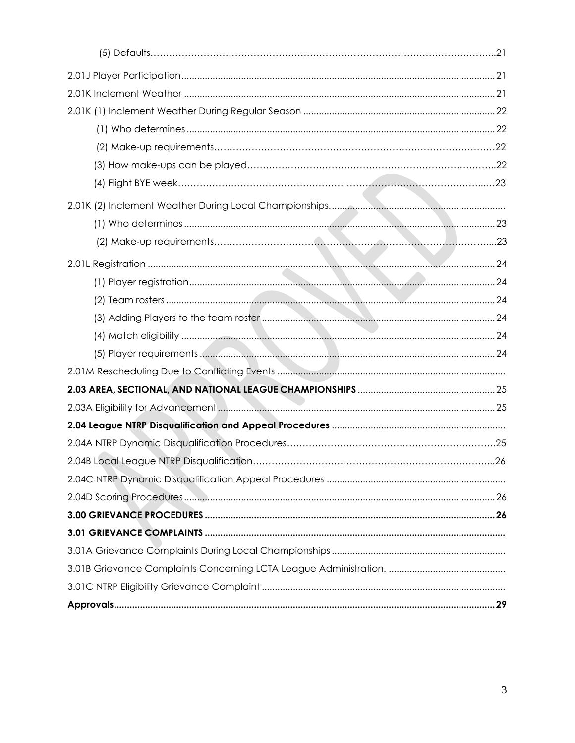(5) Defaults……………………………………………………………………………………………...21

2.01J Player Participation ........................................................................................................ 21

2.01K Inclement Weather ........................................................................................................ 21

2.01K (1) Inclement Weather During Regular Season ........................................................................ 22

(1) Who determines ........................................................................................................ 22

(2) Make-up requirements…………………………………………………………………………….22

(3) How make-ups can be played…………………………………………………………………...22

(4) Flight BYE week……………………………………………………………………………….....23

2.01K (2) Inclement Weather During Local Championships....................................................................

(1) Who determines ........................................................................................................ 23

(2) Make-up requirements…………………………………………………………………………....23

2.01L Registration ................................................................................................................. 24

(1) Player registration ....................................................................................................... 24

(2) Team rosters ............................................................................................................... 24

(3) Adding Players to the team roster ........................................................................................ 24

(4) Match eligibility ......................................................................................................... 24

(5) Player requirements ...................................................................................................... 24

2.01M Rescheduling Due to Conflicting Events .......................................................................................

**2.03 AREA, SECTIONAL, AND NATIONAL LEAGUE CHAMPIONSHIPS** .................................................... 25

2.03A Eligibility for Advancement ........................................................................................... 25

**2.04 League NTRP Disqualification and Appeal Procedures** ....................................................................

2.04A NTRP Dynamic Disqualification Procedures………………………………………………………….25

2.04B Local League NTRP Disqualification……………………………………………………………………...26

2.04C NTRP Dynamic Disqualification Appeal Procedures ....................................................................

2.04D Scoring Procedures ....................................................................................................... 26

**3.00 GRIEVANCE PROCEDURES** .............................................................................................. **26**

**3.01 GRIEVANCE COMPLAINTS** .................................................................................................

3.01A Grievance Complaints During Local Championships ...................................................................

3.01B Grievance Complaints Concerning LCTA League Administration. ............................................

3.01C NTRP Eligibility Grievance Complaint .............................................................................

**Approvals** .................................................................................................................................. **29**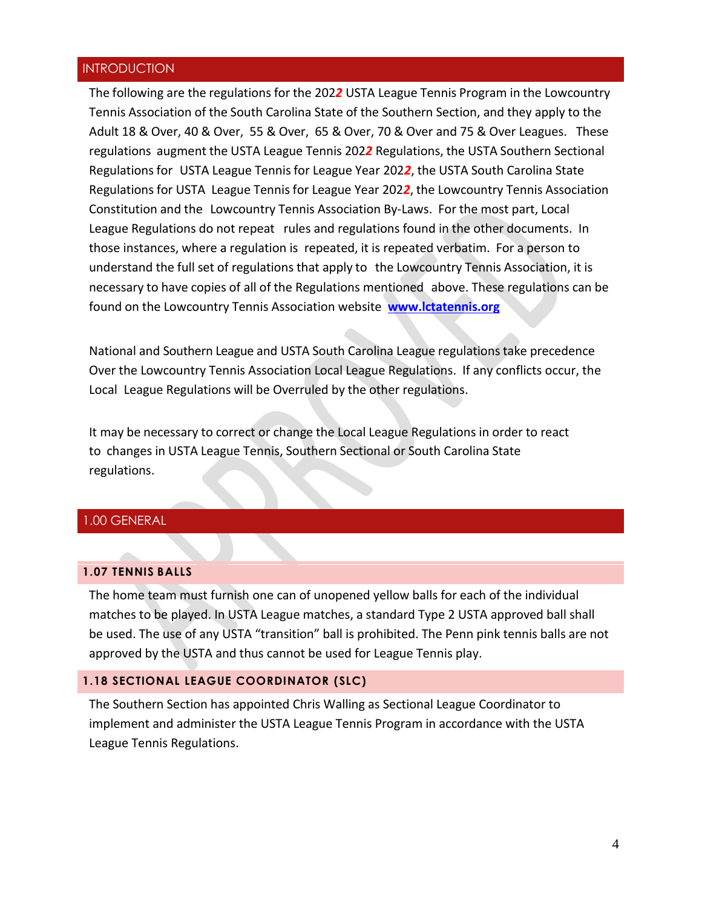## INTRODUCTION

The following are the regulations for the 202***2*** USTA League Tennis Program in the Lowcountry Tennis Association of the South Carolina State of the Southern Section, and they apply to the Adult 18 & Over, 40 & Over, 55 & Over, 65 & Over, 70 & Over and 75 & Over Leagues. These regulations augment the USTA League Tennis 202***2*** Regulations, the USTA Southern Sectional Regulations for USTA League Tennis for League Year 202***2***, the USTA South Carolina State Regulations for USTA League Tennis for League Year 202***2***, the Lowcountry Tennis Association Constitution and the Lowcountry Tennis Association By-Laws. For the most part, Local League Regulations do not repeat rules and regulations found in the other documents. In those instances, where a regulation is repeated, it is repeated verbatim. For a person to understand the full set of regulations that apply to the Lowcountry Tennis Association, it is necessary to have copies of all of the Regulations mentioned above. These regulations can be found on the Lowcountry Tennis Association website **www.lctatennis.org**

National and Southern League and USTA South Carolina League regulations take precedence Over the Lowcountry Tennis Association Local League Regulations. If any conflicts occur, the Local League Regulations will be Overruled by the other regulations.

It may be necessary to correct or change the Local League Regulations in order to react to changes in USTA League Tennis, Southern Sectional or South Carolina State regulations.

## 1.00 GENERAL

### 1.07 TENNIS BALLS

The home team must furnish one can of unopened yellow balls for each of the individual matches to be played. In USTA League matches, a standard Type 2 USTA approved ball shall be used. The use of any USTA "transition" ball is prohibited. The Penn pink tennis balls are not approved by the USTA and thus cannot be used for League Tennis play.

### 1.18 SECTIONAL LEAGUE COORDINATOR (SLC)

The Southern Section has appointed Chris Walling as Sectional League Coordinator to implement and administer the USTA League Tennis Program in accordance with the USTA League Tennis Regulations.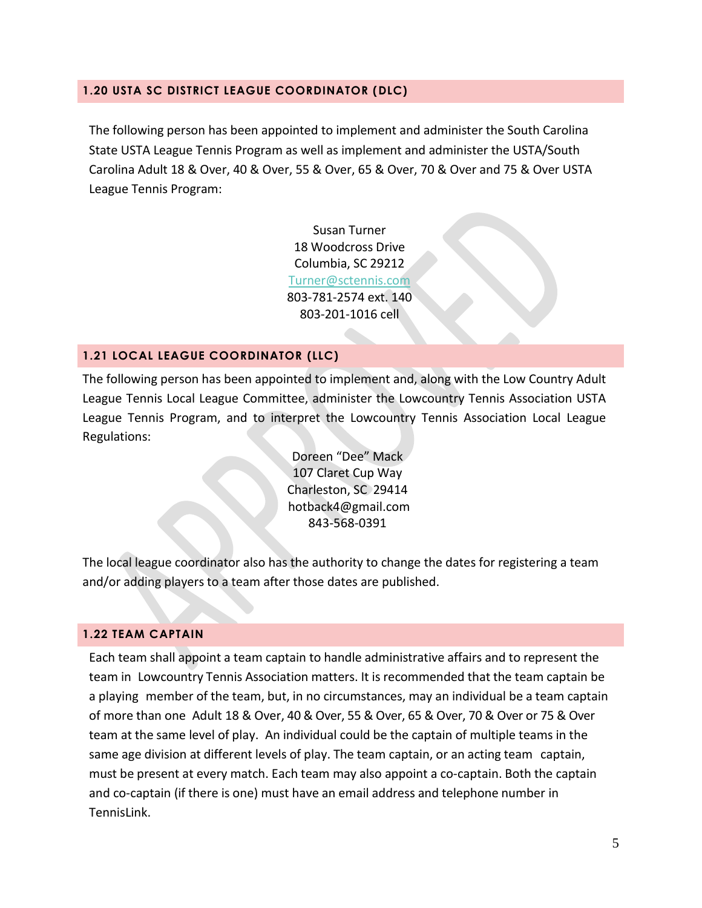## 1.20 USTA SC DISTRICT LEAGUE COORDINATOR (DLC)

The following person has been appointed to implement and administer the South Carolina State USTA League Tennis Program as well as implement and administer the USTA/South Carolina Adult 18 & Over, 40 & Over, 55 & Over, 65 & Over, 70 & Over and 75 & Over USTA League Tennis Program:

Susan Turner
18 Woodcross Drive
Columbia, SC 29212
Turner@sctennis.com
803-781-2574 ext. 140
803-201-1016 cell

## 1.21 LOCAL LEAGUE COORDINATOR (LLC)

The following person has been appointed to implement and, along with the Low Country Adult League Tennis Local League Committee, administer the Lowcountry Tennis Association USTA League Tennis Program, and to interpret the Lowcountry Tennis Association Local League Regulations:

Doreen "Dee" Mack
107 Claret Cup Way
Charleston, SC 29414
hotback4@gmail.com
843-568-0391

The local league coordinator also has the authority to change the dates for registering a team and/or adding players to a team after those dates are published.

## 1.22 TEAM CAPTAIN

Each team shall appoint a team captain to handle administrative affairs and to represent the team in Lowcountry Tennis Association matters. It is recommended that the team captain be a playing member of the team, but, in no circumstances, may an individual be a team captain of more than one Adult 18 & Over, 40 & Over, 55 & Over, 65 & Over, 70 & Over or 75 & Over team at the same level of play. An individual could be the captain of multiple teams in the same age division at different levels of play. The team captain, or an acting team captain, must be present at every match. Each team may also appoint a co-captain. Both the captain and co-captain (if there is one) must have an email address and telephone number in TennisLink.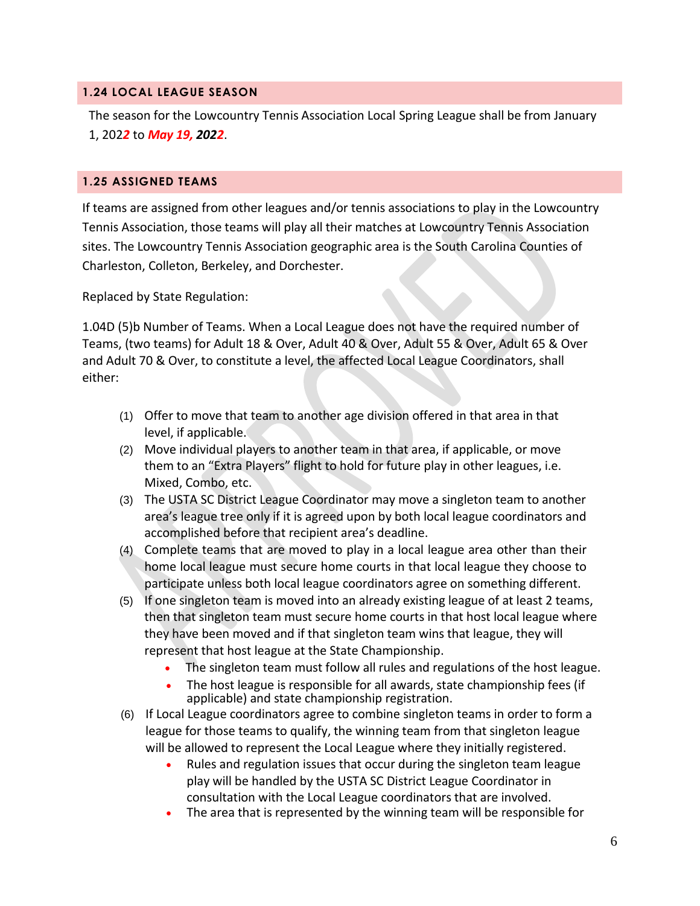### 1.24 LOCAL LEAGUE SEASON

The season for the Lowcountry Tennis Association Local Spring League shall be from January 1, 202***2*** to ***May 19, 2022***.

### 1.25 ASSIGNED TEAMS

If teams are assigned from other leagues and/or tennis associations to play in the Lowcountry Tennis Association, those teams will play all their matches at Lowcountry Tennis Association sites. The Lowcountry Tennis Association geographic area is the South Carolina Counties of Charleston, Colleton, Berkeley, and Dorchester.

Replaced by State Regulation:

1.04D (5)b Number of Teams. When a Local League does not have the required number of Teams, (two teams) for Adult 18 & Over, Adult 40 & Over, Adult 55 & Over, Adult 65 & Over and Adult 70 & Over, to constitute a level, the affected Local League Coordinators, shall either:

(1) Offer to move that team to another age division offered in that area in that level, if applicable.

(2) Move individual players to another team in that area, if applicable, or move them to an "Extra Players" flight to hold for future play in other leagues, i.e. Mixed, Combo, etc.

(3) The USTA SC District League Coordinator may move a singleton team to another area's league tree only if it is agreed upon by both local league coordinators and accomplished before that recipient area's deadline.

(4) Complete teams that are moved to play in a local league area other than their home local league must secure home courts in that local league they choose to participate unless both local league coordinators agree on something different.

(5) If one singleton team is moved into an already existing league of at least 2 teams, then that singleton team must secure home courts in that host local league where they have been moved and if that singleton team wins that league, they will represent that host league at the State Championship.

- The singleton team must follow all rules and regulations of the host league.
- The host league is responsible for all awards, state championship fees (if applicable) and state championship registration.

(6) If Local League coordinators agree to combine singleton teams in order to form a league for those teams to qualify, the winning team from that singleton league will be allowed to represent the Local League where they initially registered.

- Rules and regulation issues that occur during the singleton team league play will be handled by the USTA SC District League Coordinator in consultation with the Local League coordinators that are involved.
- The area that is represented by the winning team will be responsible for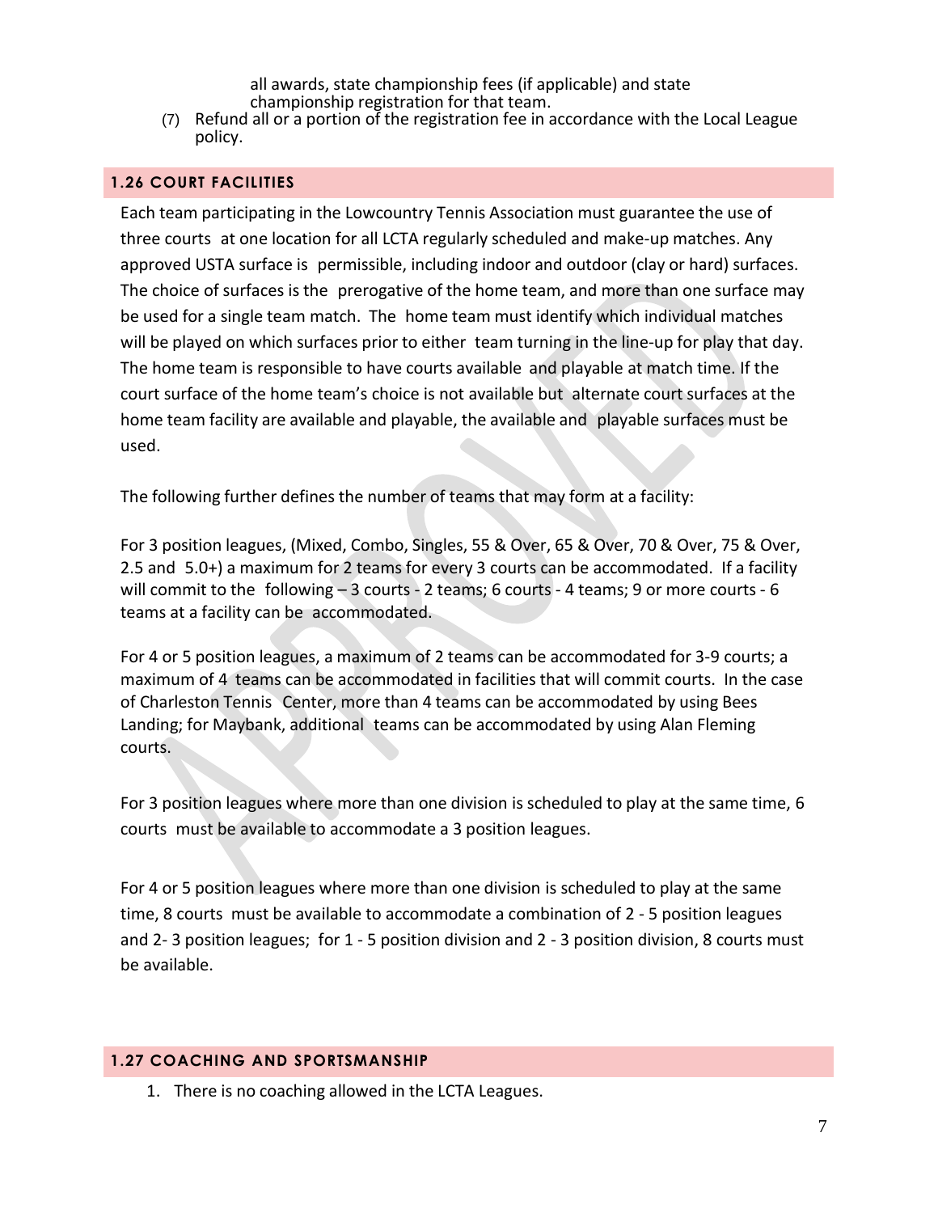all awards, state championship fees (if applicable) and state championship registration for that team.

(7) Refund all or a portion of the registration fee in accordance with the Local League policy.

## 1.26 COURT FACILITIES

Each team participating in the Lowcountry Tennis Association must guarantee the use of three courts at one location for all LCTA regularly scheduled and make-up matches. Any approved USTA surface is permissible, including indoor and outdoor (clay or hard) surfaces. The choice of surfaces is the prerogative of the home team, and more than one surface may be used for a single team match. The home team must identify which individual matches will be played on which surfaces prior to either team turning in the line-up for play that day. The home team is responsible to have courts available and playable at match time. If the court surface of the home team's choice is not available but alternate court surfaces at the home team facility are available and playable, the available and playable surfaces must be used.

The following further defines the number of teams that may form at a facility:

For 3 position leagues, (Mixed, Combo, Singles, 55 & Over, 65 & Over, 70 & Over, 75 & Over, 2.5 and 5.0+) a maximum for 2 teams for every 3 courts can be accommodated. If a facility will commit to the following – 3 courts - 2 teams; 6 courts - 4 teams; 9 or more courts - 6 teams at a facility can be accommodated.

For 4 or 5 position leagues, a maximum of 2 teams can be accommodated for 3-9 courts; a maximum of 4 teams can be accommodated in facilities that will commit courts. In the case of Charleston Tennis Center, more than 4 teams can be accommodated by using Bees Landing; for Maybank, additional teams can be accommodated by using Alan Fleming courts.

For 3 position leagues where more than one division is scheduled to play at the same time, 6 courts must be available to accommodate a 3 position leagues.

For 4 or 5 position leagues where more than one division is scheduled to play at the same time, 8 courts must be available to accommodate a combination of 2 - 5 position leagues and 2- 3 position leagues; for 1 - 5 position division and 2 - 3 position division, 8 courts must be available.

## 1.27 COACHING AND SPORTSMANSHIP

1. There is no coaching allowed in the LCTA Leagues.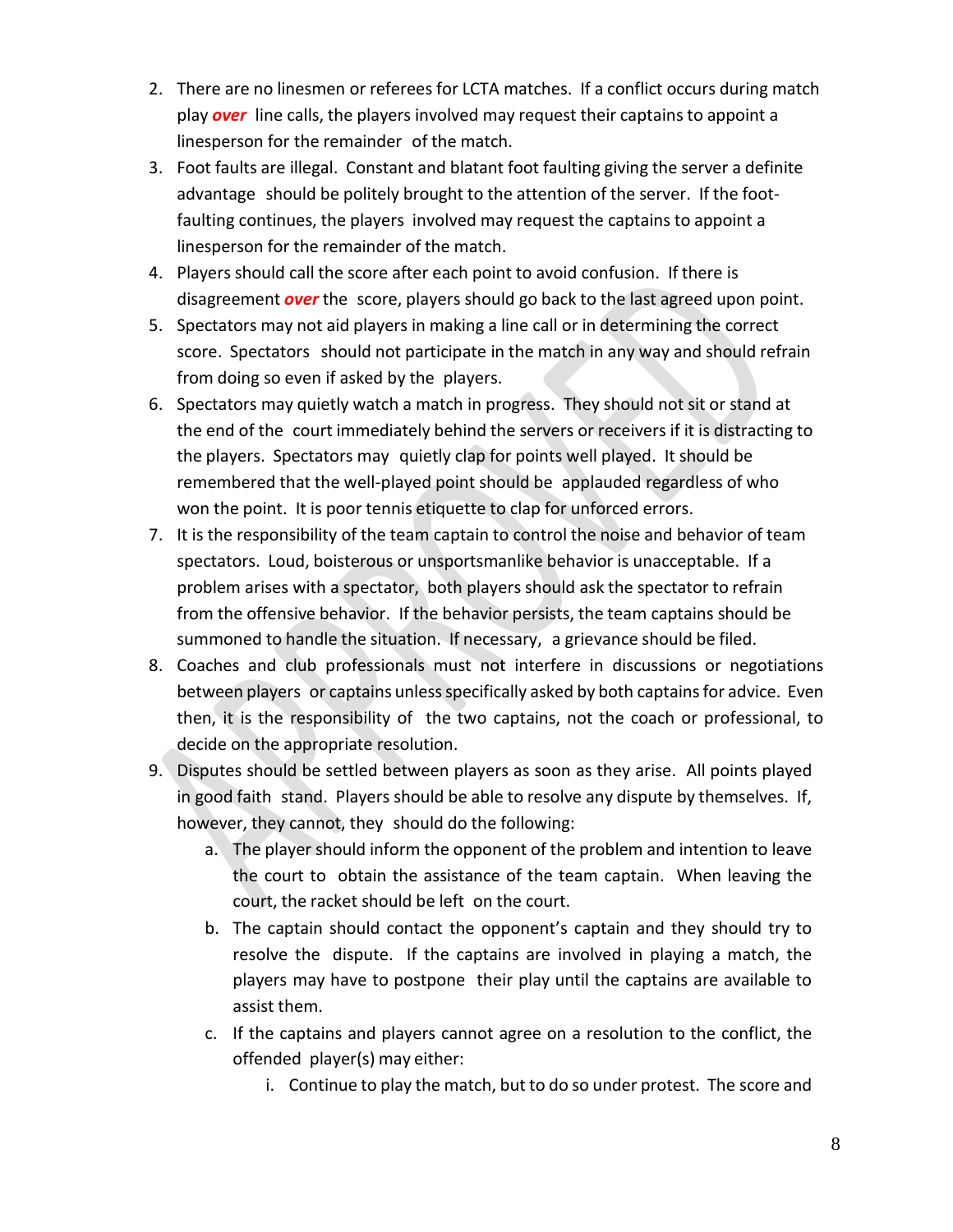2. There are no linesmen or referees for LCTA matches. If a conflict occurs during match play ***over*** line calls, the players involved may request their captains to appoint a linesperson for the remainder of the match.
3. Foot faults are illegal. Constant and blatant foot faulting giving the server a definite advantage should be politely brought to the attention of the server. If the foot-faulting continues, the players involved may request the captains to appoint a linesperson for the remainder of the match.
4. Players should call the score after each point to avoid confusion. If there is disagreement ***over*** the score, players should go back to the last agreed upon point.
5. Spectators may not aid players in making a line call or in determining the correct score. Spectators should not participate in the match in any way and should refrain from doing so even if asked by the players.
6. Spectators may quietly watch a match in progress. They should not sit or stand at the end of the court immediately behind the servers or receivers if it is distracting to the players. Spectators may quietly clap for points well played. It should be remembered that the well-played point should be applauded regardless of who won the point. It is poor tennis etiquette to clap for unforced errors.
7. It is the responsibility of the team captain to control the noise and behavior of team spectators. Loud, boisterous or unsportsmanlike behavior is unacceptable. If a problem arises with a spectator, both players should ask the spectator to refrain from the offensive behavior. If the behavior persists, the team captains should be summoned to handle the situation. If necessary, a grievance should be filed.
8. Coaches and club professionals must not interfere in discussions or negotiations between players or captains unless specifically asked by both captains for advice. Even then, it is the responsibility of the two captains, not the coach or professional, to decide on the appropriate resolution.
9. Disputes should be settled between players as soon as they arise. All points played in good faith stand. Players should be able to resolve any dispute by themselves. If, however, they cannot, they should do the following:
    a. The player should inform the opponent of the problem and intention to leave the court to obtain the assistance of the team captain. When leaving the court, the racket should be left on the court.
    b. The captain should contact the opponent's captain and they should try to resolve the dispute. If the captains are involved in playing a match, the players may have to postpone their play until the captains are available to assist them.
    c. If the captains and players cannot agree on a resolution to the conflict, the offended player(s) may either:
        i. Continue to play the match, but to do so under protest. The score and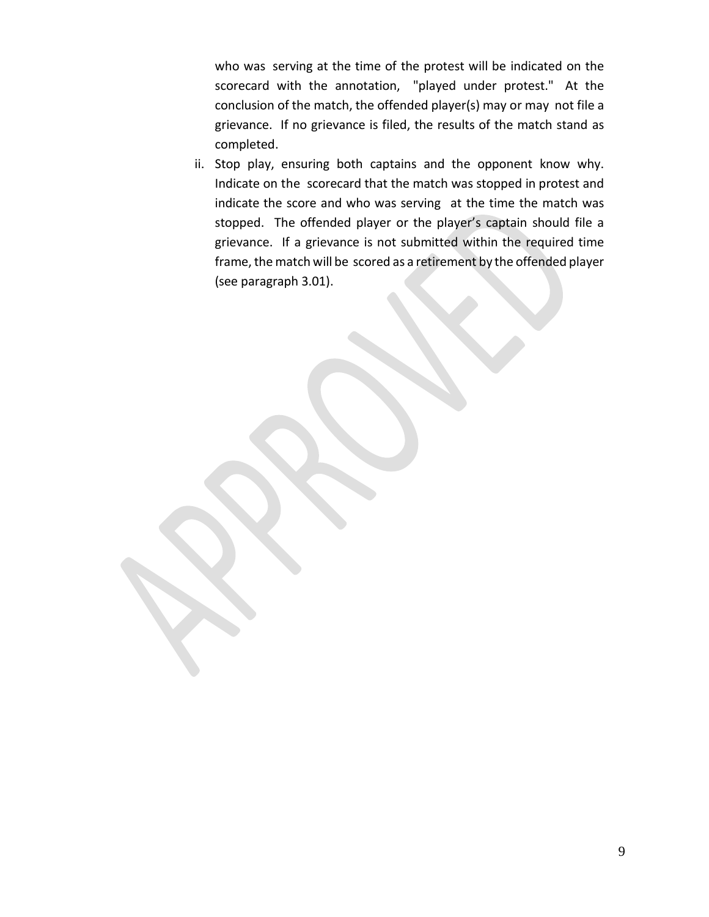who was serving at the time of the protest will be indicated on the scorecard with the annotation, "played under protest." At the conclusion of the match, the offended player(s) may or may not file a grievance. If no grievance is filed, the results of the match stand as completed.

ii. Stop play, ensuring both captains and the opponent know why. Indicate on the scorecard that the match was stopped in protest and indicate the score and who was serving at the time the match was stopped. The offended player or the player's captain should file a grievance. If a grievance is not submitted within the required time frame, the match will be scored as a retirement by the offended player (see paragraph 3.01).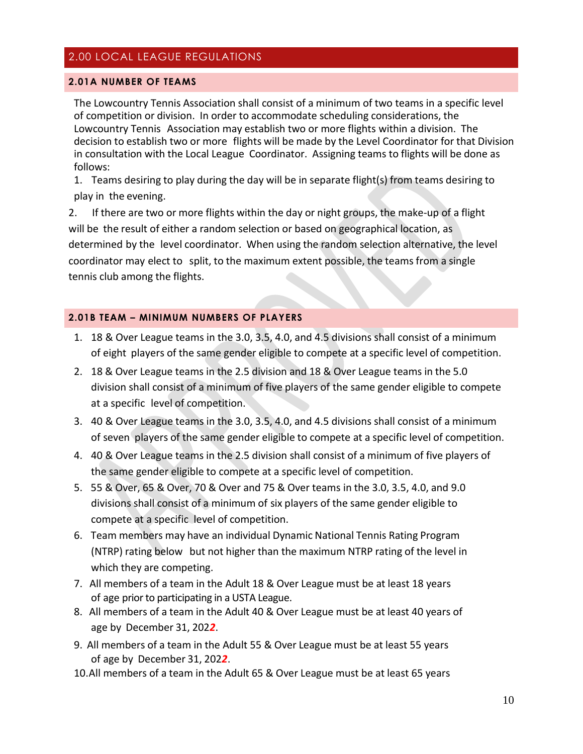## 2.00 LOCAL LEAGUE REGULATIONS

### 2.01A NUMBER OF TEAMS

The Lowcountry Tennis Association shall consist of a minimum of two teams in a specific level of competition or division. In order to accommodate scheduling considerations, the Lowcountry Tennis Association may establish two or more flights within a division. The decision to establish two or more flights will be made by the Level Coordinator for that Division in consultation with the Local League Coordinator. Assigning teams to flights will be done as follows:

1. Teams desiring to play during the day will be in separate flight(s) from teams desiring to play in the evening.
2. If there are two or more flights within the day or night groups, the make-up of a flight will be the result of either a random selection or based on geographical location, as determined by the level coordinator. When using the random selection alternative, the level coordinator may elect to split, to the maximum extent possible, the teams from a single tennis club among the flights.

### 2.01B TEAM – MINIMUM NUMBERS OF PLAYERS

1. 18 & Over League teams in the 3.0, 3.5, 4.0, and 4.5 divisions shall consist of a minimum of eight players of the same gender eligible to compete at a specific level of competition.
2. 18 & Over League teams in the 2.5 division and 18 & Over League teams in the 5.0 division shall consist of a minimum of five players of the same gender eligible to compete at a specific level of competition.
3. 40 & Over League teams in the 3.0, 3.5, 4.0, and 4.5 divisions shall consist of a minimum of seven players of the same gender eligible to compete at a specific level of competition.
4. 40 & Over League teams in the 2.5 division shall consist of a minimum of five players of the same gender eligible to compete at a specific level of competition.
5. 55 & Over, 65 & Over, 70 & Over and 75 & Over teams in the 3.0, 3.5, 4.0, and 9.0 divisions shall consist of a minimum of six players of the same gender eligible to compete at a specific level of competition.
6. Team members may have an individual Dynamic National Tennis Rating Program (NTRP) rating below but not higher than the maximum NTRP rating of the level in which they are competing.
7. All members of a team in the Adult 18 & Over League must be at least 18 years of age prior to participating in a USTA League.
8. All members of a team in the Adult 40 & Over League must be at least 40 years of age by December 31, 202***2***.
9. All members of a team in the Adult 55 & Over League must be at least 55 years of age by December 31, 202***2***.
10. All members of a team in the Adult 65 & Over League must be at least 65 years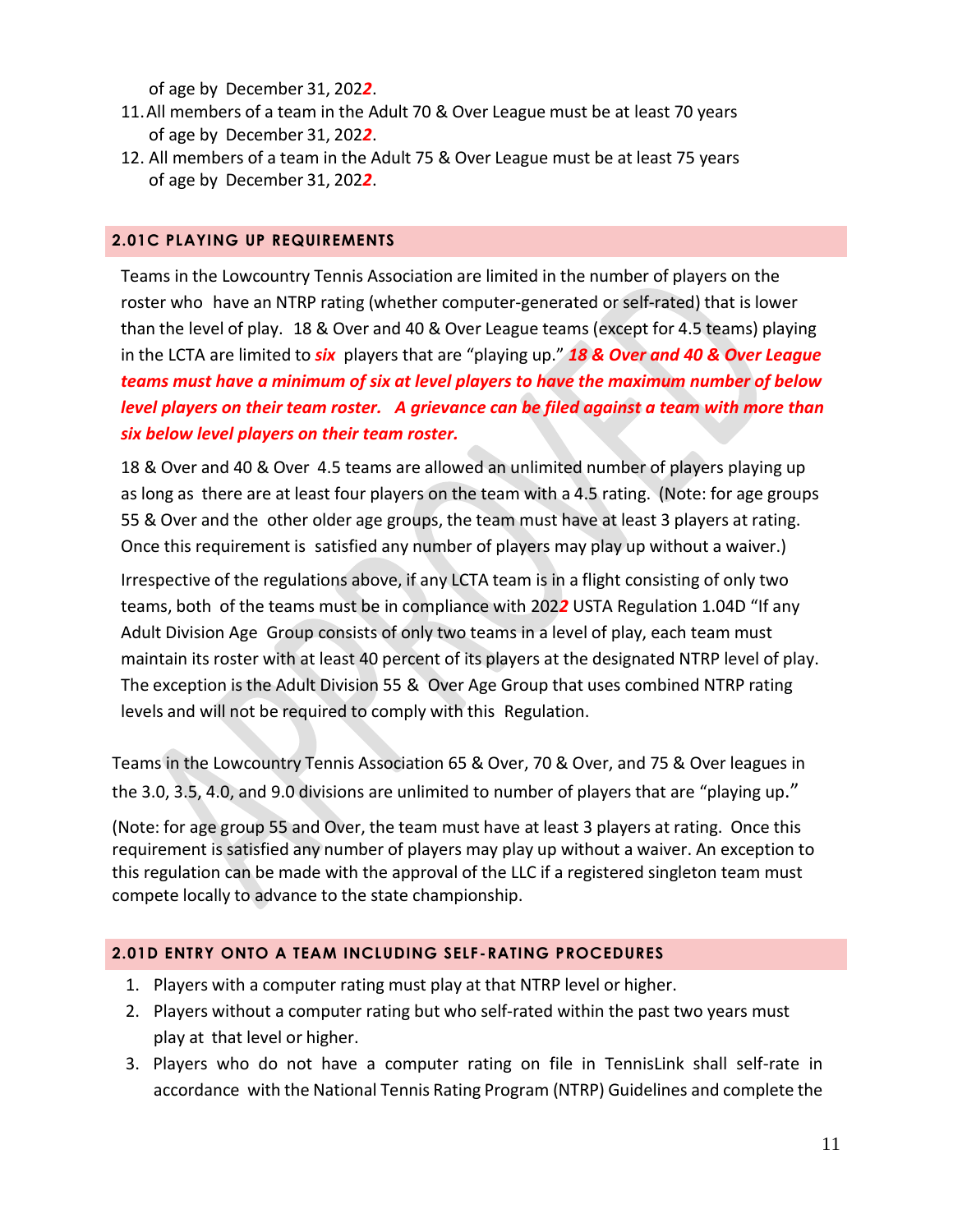of age by December 31, 202***2***.

11. All members of a team in the Adult 70 & Over League must be at least 70 years of age by December 31, 202***2***.
12. All members of a team in the Adult 75 & Over League must be at least 75 years of age by December 31, 202***2***.

## 2.01C PLAYING UP REQUIREMENTS

Teams in the Lowcountry Tennis Association are limited in the number of players on the roster who have an NTRP rating (whether computer-generated or self-rated) that is lower than the level of play. 18 & Over and 40 & Over League teams (except for 4.5 teams) playing in the LCTA are limited to ***six*** players that are "playing up." ***18 & Over and 40 & Over League teams must have a minimum of six at level players to have the maximum number of below level players on their team roster. A grievance can be filed against a team with more than six below level players on their team roster.***

18 & Over and 40 & Over 4.5 teams are allowed an unlimited number of players playing up as long as there are at least four players on the team with a 4.5 rating. (Note: for age groups 55 & Over and the other older age groups, the team must have at least 3 players at rating. Once this requirement is satisfied any number of players may play up without a waiver.)

Irrespective of the regulations above, if any LCTA team is in a flight consisting of only two teams, both of the teams must be in compliance with 202***2*** USTA Regulation 1.04D "If any Adult Division Age Group consists of only two teams in a level of play, each team must maintain its roster with at least 40 percent of its players at the designated NTRP level of play. The exception is the Adult Division 55 & Over Age Group that uses combined NTRP rating levels and will not be required to comply with this Regulation.

Teams in the Lowcountry Tennis Association 65 & Over, 70 & Over, and 75 & Over leagues in the 3.0, 3.5, 4.0, and 9.0 divisions are unlimited to number of players that are "playing up."

(Note: for age group 55 and Over, the team must have at least 3 players at rating. Once this requirement is satisfied any number of players may play up without a waiver. An exception to this regulation can be made with the approval of the LLC if a registered singleton team must compete locally to advance to the state championship.

## 2.01D ENTRY ONTO A TEAM INCLUDING SELF-RATING PROCEDURES

1. Players with a computer rating must play at that NTRP level or higher.
2. Players without a computer rating but who self-rated within the past two years must play at that level or higher.
3. Players who do not have a computer rating on file in TennisLink shall self-rate in accordance with the National Tennis Rating Program (NTRP) Guidelines and complete the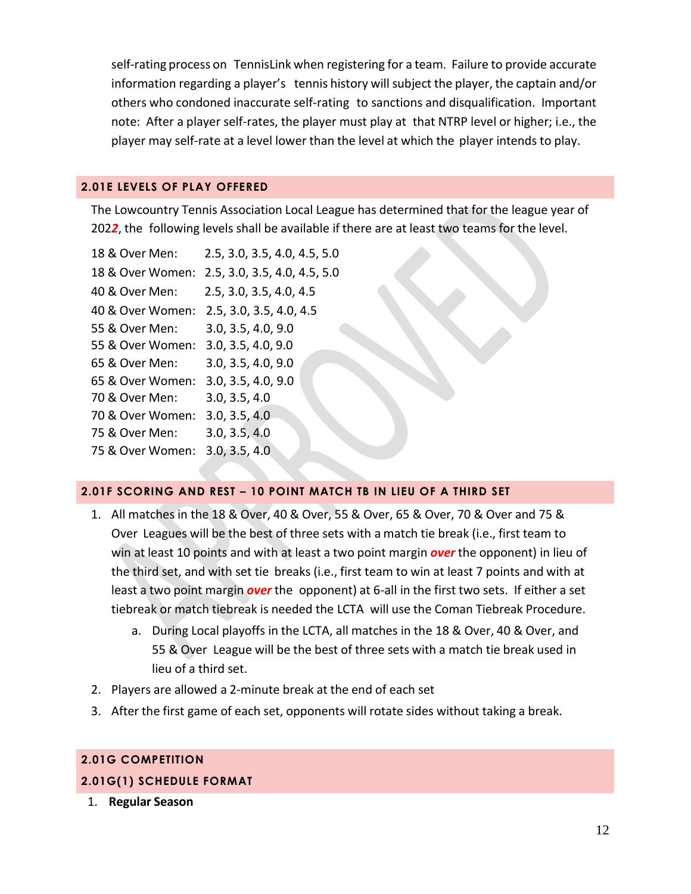self-rating process on TennisLink when registering for a team. Failure to provide accurate information regarding a player's tennis history will subject the player, the captain and/or others who condoned inaccurate self-rating to sanctions and disqualification. Important note: After a player self-rates, the player must play at that NTRP level or higher; i.e., the player may self-rate at a level lower than the level at which the player intends to play.

## 2.01E LEVELS OF PLAY OFFERED

The Lowcountry Tennis Association Local League has determined that for the league year of 202***2***, the following levels shall be available if there are at least two teams for the level.

| | |
|---|---|
| 18 & Over Men: | 2.5, 3.0, 3.5, 4.0, 4.5, 5.0 |
| 18 & Over Women: | 2.5, 3.0, 3.5, 4.0, 4.5, 5.0 |
| 40 & Over Men: | 2.5, 3.0, 3.5, 4.0, 4.5 |
| 40 & Over Women: | 2.5, 3.0, 3.5, 4.0, 4.5 |
| 55 & Over Men: | 3.0, 3.5, 4.0, 9.0 |
| 55 & Over Women: | 3.0, 3.5, 4.0, 9.0 |
| 65 & Over Men: | 3.0, 3.5, 4.0, 9.0 |
| 65 & Over Women: | 3.0, 3.5, 4.0, 9.0 |
| 70 & Over Men: | 3.0, 3.5, 4.0 |
| 70 & Over Women: | 3.0, 3.5, 4.0 |
| 75 & Over Men: | 3.0, 3.5, 4.0 |
| 75 & Over Women: | 3.0, 3.5, 4.0 |

## 2.01F SCORING AND REST – 10 POINT MATCH TB IN LIEU OF A THIRD SET

1. All matches in the 18 & Over, 40 & Over, 55 & Over, 65 & Over, 70 & Over and 75 & Over Leagues will be the best of three sets with a match tie break (i.e., first team to win at least 10 points and with at least a two point margin ***over*** the opponent) in lieu of the third set, and with set tie breaks (i.e., first team to win at least 7 points and with at least a two point margin ***over*** the opponent) at 6-all in the first two sets. If either a set tiebreak or match tiebreak is needed the LCTA will use the Coman Tiebreak Procedure.
    a. During Local playoffs in the LCTA, all matches in the 18 & Over, 40 & Over, and 55 & Over League will be the best of three sets with a match tie break used in lieu of a third set.
2. Players are allowed a 2-minute break at the end of each set
3. After the first game of each set, opponents will rotate sides without taking a break.

## 2.01G COMPETITION

### 2.01G(1) SCHEDULE FORMAT

1. **Regular Season**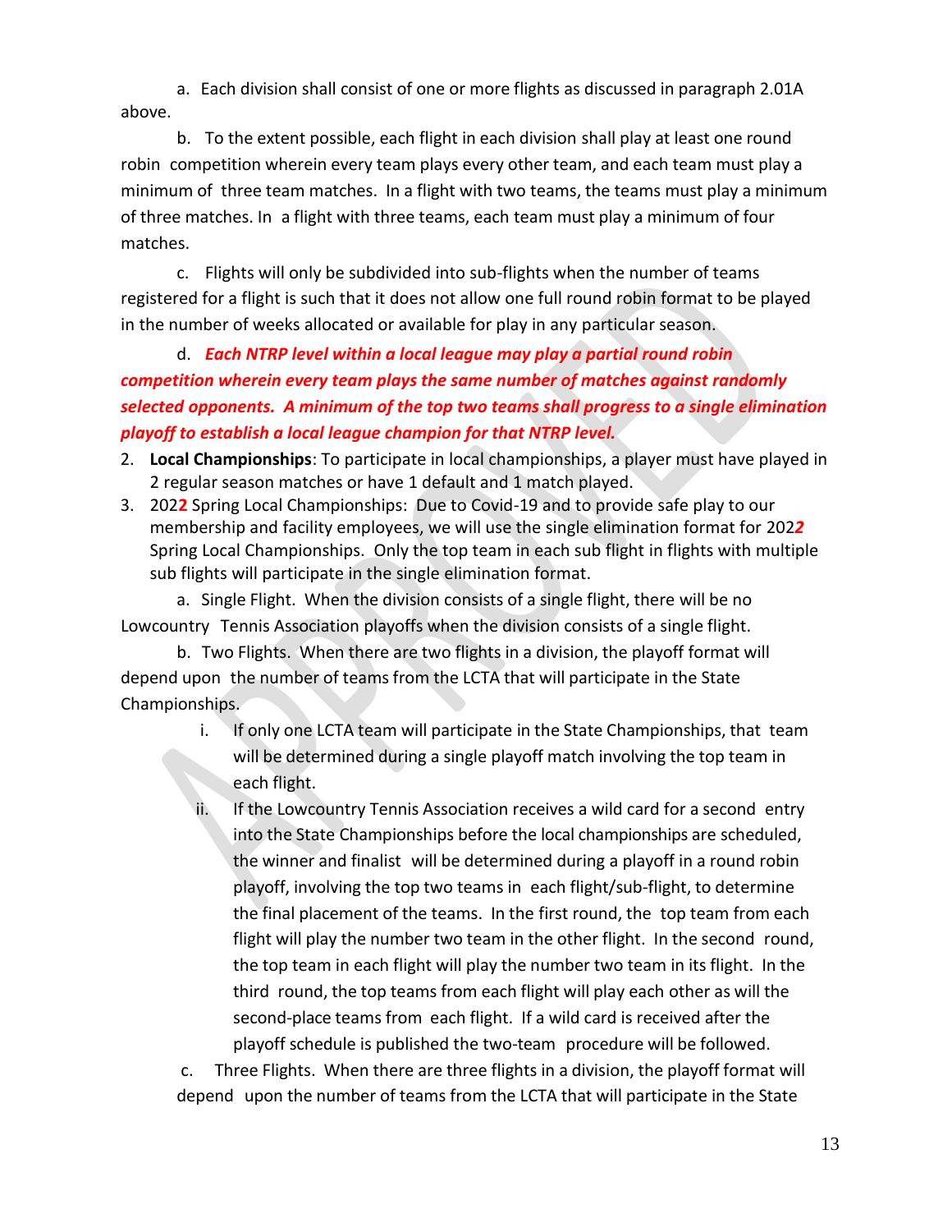a. Each division shall consist of one or more flights as discussed in paragraph 2.01A above.

b. To the extent possible, each flight in each division shall play at least one round robin competition wherein every team plays every other team, and each team must play a minimum of three team matches. In a flight with two teams, the teams must play a minimum of three matches. In a flight with three teams, each team must play a minimum of four matches.

c. Flights will only be subdivided into sub-flights when the number of teams registered for a flight is such that it does not allow one full round robin format to be played in the number of weeks allocated or available for play in any particular season.

d. ***Each NTRP level within a local league may play a partial round robin competition wherein every team plays the same number of matches against randomly selected opponents. A minimum of the top two teams shall progress to a single elimination playoff to establish a local league champion for that NTRP level.***

2. **Local Championships**: To participate in local championships, a player must have played in 2 regular season matches or have 1 default and 1 match played.
3. 202**2** Spring Local Championships: Due to Covid-19 and to provide safe play to our membership and facility employees, we will use the single elimination format for 202***2*** Spring Local Championships. Only the top team in each sub flight in flights with multiple sub flights will participate in the single elimination format.

a. Single Flight. When the division consists of a single flight, there will be no Lowcountry Tennis Association playoffs when the division consists of a single flight.

b. Two Flights. When there are two flights in a division, the playoff format will depend upon the number of teams from the LCTA that will participate in the State Championships.

i. If only one LCTA team will participate in the State Championships, that team will be determined during a single playoff match involving the top team in each flight.

ii. If the Lowcountry Tennis Association receives a wild card for a second entry into the State Championships before the local championships are scheduled, the winner and finalist will be determined during a playoff in a round robin playoff, involving the top two teams in each flight/sub-flight, to determine the final placement of the teams. In the first round, the top team from each flight will play the number two team in the other flight. In the second round, the top team in each flight will play the number two team in its flight. In the third round, the top teams from each flight will play each other as will the second-place teams from each flight. If a wild card is received after the playoff schedule is published the two-team procedure will be followed.

c. Three Flights. When there are three flights in a division, the playoff format will depend upon the number of teams from the LCTA that will participate in the State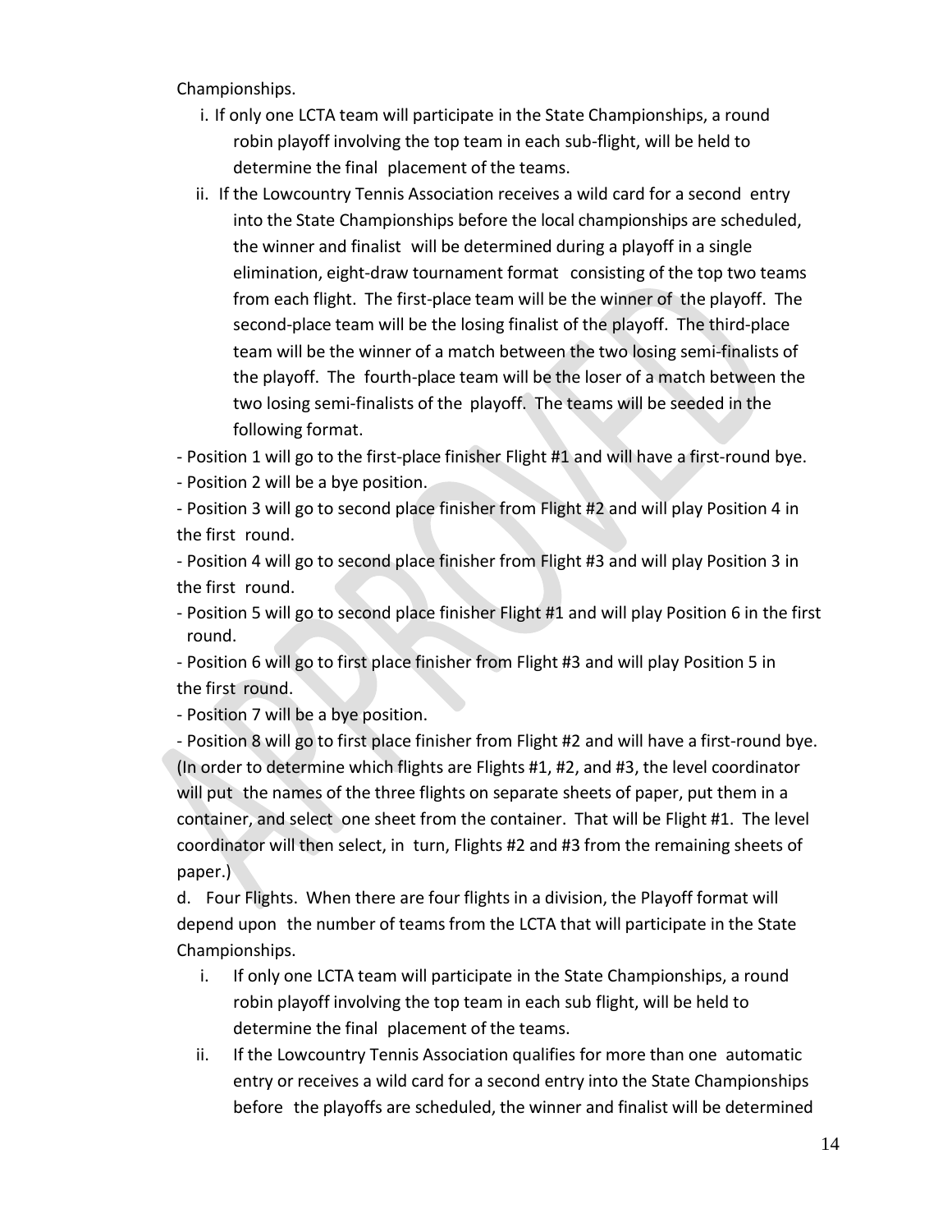Championships.

i. If only one LCTA team will participate in the State Championships, a round robin playoff involving the top team in each sub-flight, will be held to determine the final placement of the teams.

ii. If the Lowcountry Tennis Association receives a wild card for a second entry into the State Championships before the local championships are scheduled, the winner and finalist will be determined during a playoff in a single elimination, eight-draw tournament format consisting of the top two teams from each flight. The first-place team will be the winner of the playoff. The second-place team will be the losing finalist of the playoff. The third-place team will be the winner of a match between the two losing semi-finalists of the playoff. The fourth-place team will be the loser of a match between the two losing semi-finalists of the playoff. The teams will be seeded in the following format.

- Position 1 will go to the first-place finisher Flight #1 and will have a first-round bye.
- Position 2 will be a bye position.
- Position 3 will go to second place finisher from Flight #2 and will play Position 4 in the first round.
- Position 4 will go to second place finisher from Flight #3 and will play Position 3 in the first round.
- Position 5 will go to second place finisher Flight #1 and will play Position 6 in the first round.
- Position 6 will go to first place finisher from Flight #3 and will play Position 5 in the first round.
- Position 7 will be a bye position.
- Position 8 will go to first place finisher from Flight #2 and will have a first-round bye.

(In order to determine which flights are Flights #1, #2, and #3, the level coordinator will put the names of the three flights on separate sheets of paper, put them in a container, and select one sheet from the container. That will be Flight #1. The level coordinator will then select, in turn, Flights #2 and #3 from the remaining sheets of paper.)

d. Four Flights. When there are four flights in a division, the Playoff format will depend upon the number of teams from the LCTA that will participate in the State Championships.

i. If only one LCTA team will participate in the State Championships, a round robin playoff involving the top team in each sub flight, will be held to determine the final placement of the teams.

ii. If the Lowcountry Tennis Association qualifies for more than one automatic entry or receives a wild card for a second entry into the State Championships before the playoffs are scheduled, the winner and finalist will be determined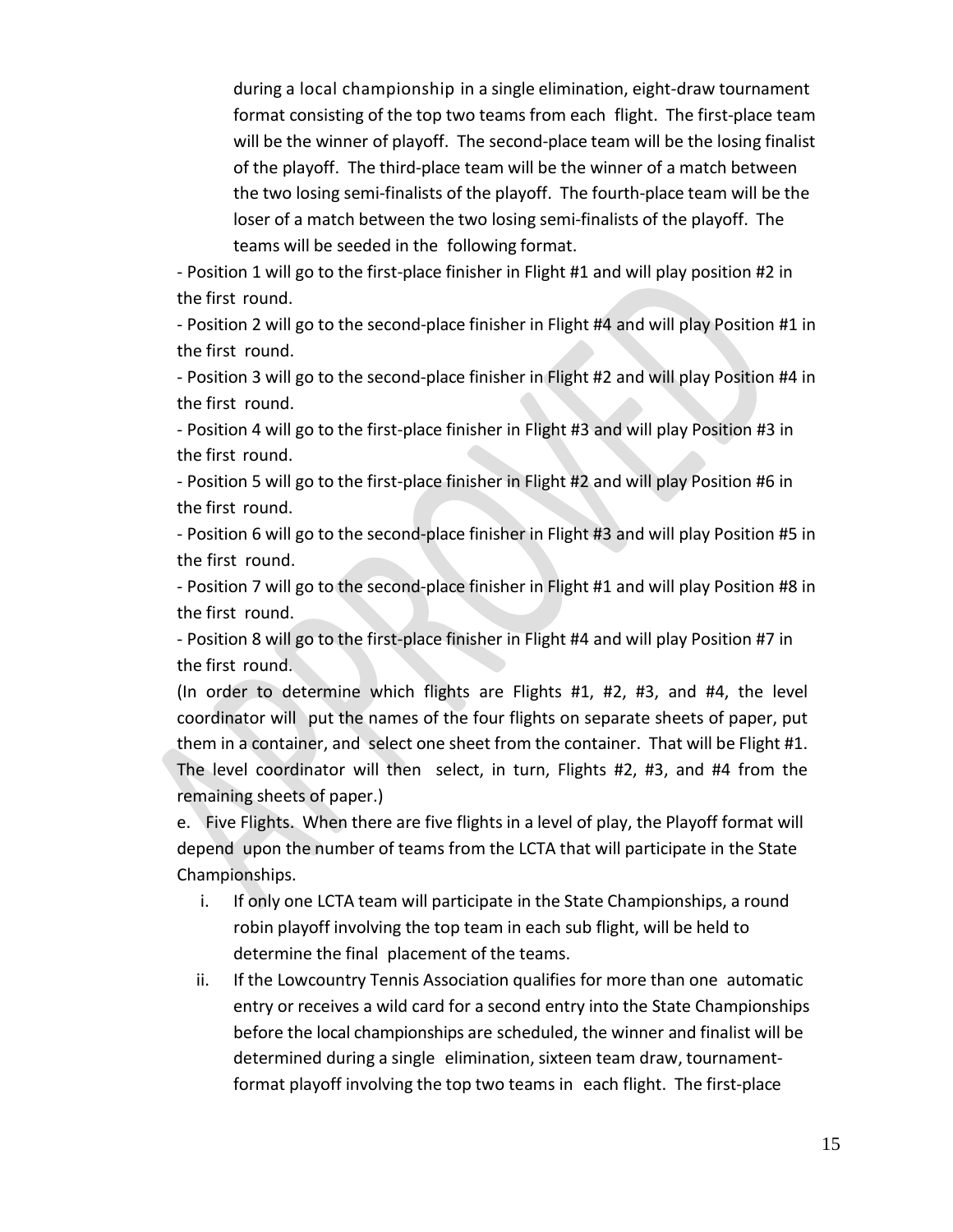during a local championship in a single elimination, eight-draw tournament format consisting of the top two teams from each flight. The first-place team will be the winner of playoff. The second-place team will be the losing finalist of the playoff. The third-place team will be the winner of a match between the two losing semi-finalists of the playoff. The fourth-place team will be the loser of a match between the two losing semi-finalists of the playoff. The teams will be seeded in the following format.

- Position 1 will go to the first-place finisher in Flight #1 and will play position #2 in the first round.
- Position 2 will go to the second-place finisher in Flight #4 and will play Position #1 in the first round.
- Position 3 will go to the second-place finisher in Flight #2 and will play Position #4 in the first round.
- Position 4 will go to the first-place finisher in Flight #3 and will play Position #3 in the first round.
- Position 5 will go to the first-place finisher in Flight #2 and will play Position #6 in the first round.
- Position 6 will go to the second-place finisher in Flight #3 and will play Position #5 in the first round.
- Position 7 will go to the second-place finisher in Flight #1 and will play Position #8 in the first round.
- Position 8 will go to the first-place finisher in Flight #4 and will play Position #7 in the first round.

(In order to determine which flights are Flights #1, #2, #3, and #4, the level coordinator will put the names of the four flights on separate sheets of paper, put them in a container, and select one sheet from the container. That will be Flight #1. The level coordinator will then select, in turn, Flights #2, #3, and #4 from the remaining sheets of paper.)

e. Five Flights. When there are five flights in a level of play, the Playoff format will depend upon the number of teams from the LCTA that will participate in the State Championships.

i. If only one LCTA team will participate in the State Championships, a round robin playoff involving the top team in each sub flight, will be held to determine the final placement of the teams.

ii. If the Lowcountry Tennis Association qualifies for more than one automatic entry or receives a wild card for a second entry into the State Championships before the local championships are scheduled, the winner and finalist will be determined during a single elimination, sixteen team draw, tournament-format playoff involving the top two teams in each flight. The first-place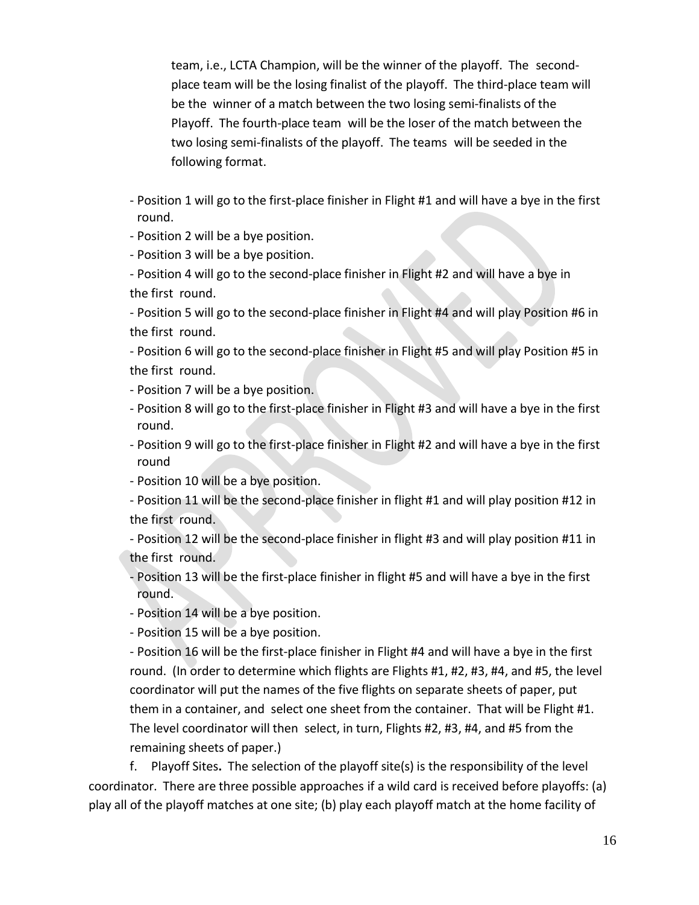team, i.e., LCTA Champion, will be the winner of the playoff. The second-place team will be the losing finalist of the playoff. The third-place team will be the winner of a match between the two losing semi-finalists of the Playoff. The fourth-place team will be the loser of the match between the two losing semi-finalists of the playoff. The teams will be seeded in the following format.

- Position 1 will go to the first-place finisher in Flight #1 and will have a bye in the first round.
- Position 2 will be a bye position.
- Position 3 will be a bye position.
- Position 4 will go to the second-place finisher in Flight #2 and will have a bye in the first round.
- Position 5 will go to the second-place finisher in Flight #4 and will play Position #6 in the first round.
- Position 6 will go to the second-place finisher in Flight #5 and will play Position #5 in the first round.
- Position 7 will be a bye position.
- Position 8 will go to the first-place finisher in Flight #3 and will have a bye in the first round.
- Position 9 will go to the first-place finisher in Flight #2 and will have a bye in the first round
- Position 10 will be a bye position.
- Position 11 will be the second-place finisher in flight #1 and will play position #12 in the first round.
- Position 12 will be the second-place finisher in flight #3 and will play position #11 in the first round.
- Position 13 will be the first-place finisher in flight #5 and will have a bye in the first round.
- Position 14 will be a bye position.
- Position 15 will be a bye position.
- Position 16 will be the first-place finisher in Flight #4 and will have a bye in the first round. (In order to determine which flights are Flights #1, #2, #3, #4, and #5, the level coordinator will put the names of the five flights on separate sheets of paper, put them in a container, and select one sheet from the container. That will be Flight #1. The level coordinator will then select, in turn, Flights #2, #3, #4, and #5 from the remaining sheets of paper.)

f. Playoff Sites**.** The selection of the playoff site(s) is the responsibility of the level coordinator. There are three possible approaches if a wild card is received before playoffs: (a) play all of the playoff matches at one site; (b) play each playoff match at the home facility of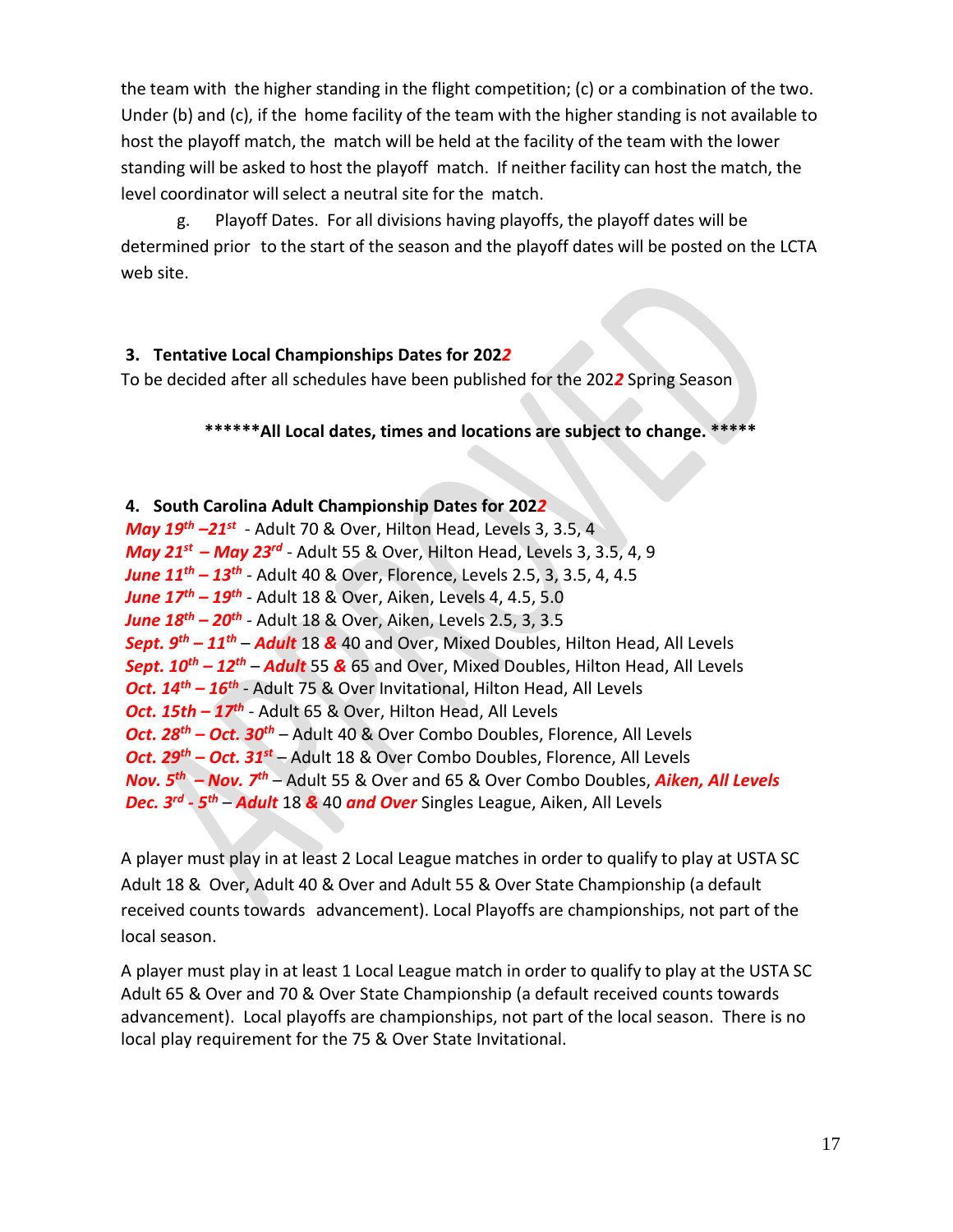the team with the higher standing in the flight competition; (c) or a combination of the two. Under (b) and (c), if the home facility of the team with the higher standing is not available to host the playoff match, the match will be held at the facility of the team with the lower standing will be asked to host the playoff match. If neither facility can host the match, the level coordinator will select a neutral site for the match.

g. Playoff Dates. For all divisions having playoffs, the playoff dates will be determined prior to the start of the season and the playoff dates will be posted on the LCTA web site.

### 3. Tentative Local Championships Dates for 2022

To be decided after all schedules have been published for the 2022 Spring Season

**\*\*\*\*\*\*All Local dates, times and locations are subject to change. \*\*\*\*\***

### 4. South Carolina Adult Championship Dates for 2022

***May 19th –21st*** - Adult 70 & Over, Hilton Head, Levels 3, 3.5, 4
***May 21st – May 23rd*** - Adult 55 & Over, Hilton Head, Levels 3, 3.5, 4, 9
***June 11th – 13th*** - Adult 40 & Over, Florence, Levels 2.5, 3, 3.5, 4, 4.5
***June 17th – 19th*** - Adult 18 & Over, Aiken, Levels 4, 4.5, 5.0
***June 18th – 20th*** - Adult 18 & Over, Aiken, Levels 2.5, 3, 3.5
***Sept. 9th – 11th*** – ***Adult*** 18 ***&*** 40 and Over, Mixed Doubles, Hilton Head, All Levels
***Sept. 10th – 12th*** – ***Adult*** 55 ***&*** 65 and Over, Mixed Doubles, Hilton Head, All Levels
***Oct. 14th – 16th*** - Adult 75 & Over Invitational, Hilton Head, All Levels
***Oct. 15th – 17th*** - Adult 65 & Over, Hilton Head, All Levels
***Oct. 28th – Oct. 30th*** – Adult 40 & Over Combo Doubles, Florence, All Levels
***Oct. 29th – Oct. 31st*** – Adult 18 & Over Combo Doubles, Florence, All Levels
***Nov. 5th – Nov. 7th*** – Adult 55 & Over and 65 & Over Combo Doubles, ***Aiken, All Levels***
***Dec. 3rd - 5th*** – ***Adult*** 18 ***&*** 40 ***and Over*** Singles League, Aiken, All Levels

A player must play in at least 2 Local League matches in order to qualify to play at USTA SC Adult 18 & Over, Adult 40 & Over and Adult 55 & Over State Championship (a default received counts towards advancement). Local Playoffs are championships, not part of the local season.

A player must play in at least 1 Local League match in order to qualify to play at the USTA SC Adult 65 & Over and 70 & Over State Championship (a default received counts towards advancement). Local playoffs are championships, not part of the local season. There is no local play requirement for the 75 & Over State Invitational.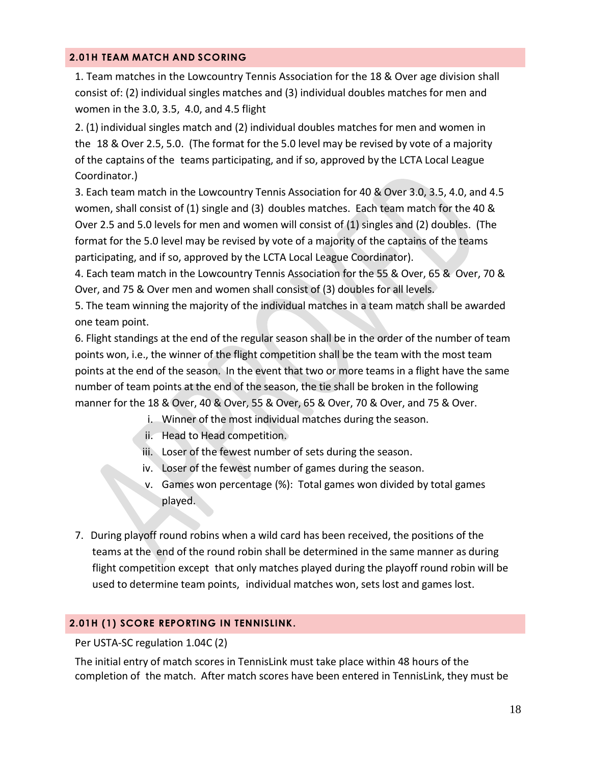## 2.01H TEAM MATCH AND SCORING

1. Team matches in the Lowcountry Tennis Association for the 18 & Over age division shall consist of: (2) individual singles matches and (3) individual doubles matches for men and women in the 3.0, 3.5, 4.0, and 4.5 flight

2. (1) individual singles match and (2) individual doubles matches for men and women in the 18 & Over 2.5, 5.0. (The format for the 5.0 level may be revised by vote of a majority of the captains of the teams participating, and if so, approved by the LCTA Local League Coordinator.)

3. Each team match in the Lowcountry Tennis Association for 40 & Over 3.0, 3.5, 4.0, and 4.5 women, shall consist of (1) single and (3) doubles matches. Each team match for the 40 & Over 2.5 and 5.0 levels for men and women will consist of (1) singles and (2) doubles. (The format for the 5.0 level may be revised by vote of a majority of the captains of the teams participating, and if so, approved by the LCTA Local League Coordinator).

4. Each team match in the Lowcountry Tennis Association for the 55 & Over, 65 & Over, 70 & Over, and 75 & Over men and women shall consist of (3) doubles for all levels.

5. The team winning the majority of the individual matches in a team match shall be awarded one team point.

6. Flight standings at the end of the regular season shall be in the order of the number of team points won, i.e., the winner of the flight competition shall be the team with the most team points at the end of the season. In the event that two or more teams in a flight have the same number of team points at the end of the season, the tie shall be broken in the following manner for the 18 & Over, 40 & Over, 55 & Over, 65 & Over, 70 & Over, and 75 & Over.

   i. Winner of the most individual matches during the season.
   ii. Head to Head competition.
   iii. Loser of the fewest number of sets during the season.
   iv. Loser of the fewest number of games during the season.
   v. Games won percentage (%): Total games won divided by total games played.

7. During playoff round robins when a wild card has been received, the positions of the teams at the end of the round robin shall be determined in the same manner as during flight competition except that only matches played during the playoff round robin will be used to determine team points, individual matches won, sets lost and games lost.

## 2.01H (1) SCORE REPORTING IN TENNISLINK.

Per USTA-SC regulation 1.04C (2)

The initial entry of match scores in TennisLink must take place within 48 hours of the completion of the match. After match scores have been entered in TennisLink, they must be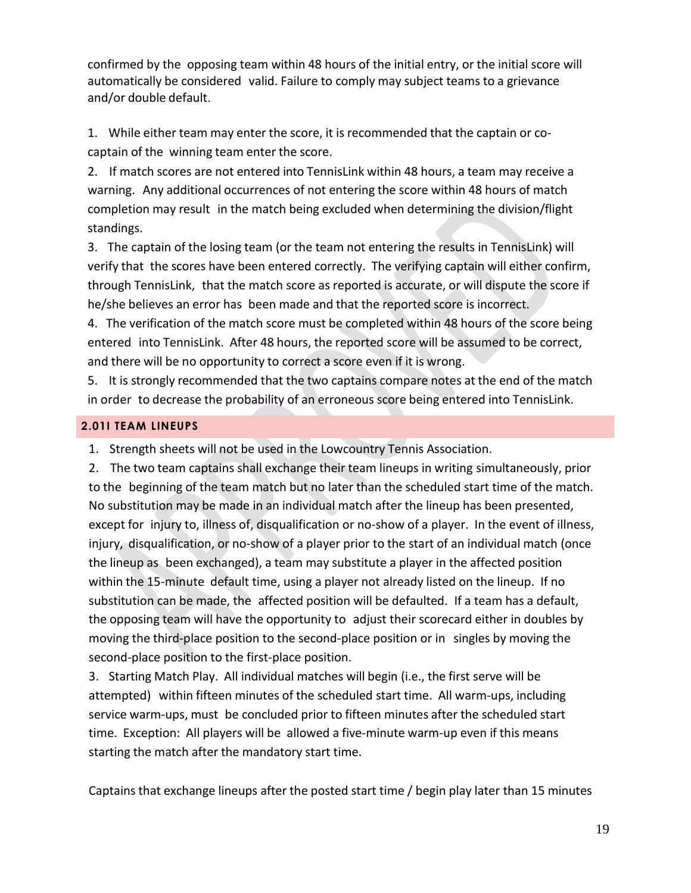confirmed by the opposing team within 48 hours of the initial entry, or the initial score will automatically be considered valid. Failure to comply may subject teams to a grievance and/or double default.

1. While either team may enter the score, it is recommended that the captain or co-captain of the winning team enter the score.
2. If match scores are not entered into TennisLink within 48 hours, a team may receive a warning. Any additional occurrences of not entering the score within 48 hours of match completion may result in the match being excluded when determining the division/flight standings.
3. The captain of the losing team (or the team not entering the results in TennisLink) will verify that the scores have been entered correctly. The verifying captain will either confirm, through TennisLink, that the match score as reported is accurate, or will dispute the score if he/she believes an error has been made and that the reported score is incorrect.
4. The verification of the match score must be completed within 48 hours of the score being entered into TennisLink. After 48 hours, the reported score will be assumed to be correct, and there will be no opportunity to correct a score even if it is wrong.
5. It is strongly recommended that the two captains compare notes at the end of the match in order to decrease the probability of an erroneous score being entered into TennisLink.

## 2.01I TEAM LINEUPS

1. Strength sheets will not be used in the Lowcountry Tennis Association.
2. The two team captains shall exchange their team lineups in writing simultaneously, prior to the beginning of the team match but no later than the scheduled start time of the match. No substitution may be made in an individual match after the lineup has been presented, except for injury to, illness of, disqualification or no-show of a player. In the event of illness, injury, disqualification, or no-show of a player prior to the start of an individual match (once the lineup as been exchanged), a team may substitute a player in the affected position within the 15-minute default time, using a player not already listed on the lineup. If no substitution can be made, the affected position will be defaulted. If a team has a default, the opposing team will have the opportunity to adjust their scorecard either in doubles by moving the third-place position to the second-place position or in singles by moving the second-place position to the first-place position.
3. Starting Match Play. All individual matches will begin (i.e., the first serve will be attempted) within fifteen minutes of the scheduled start time. All warm-ups, including service warm-ups, must be concluded prior to fifteen minutes after the scheduled start time. Exception: All players will be allowed a five-minute warm-up even if this means starting the match after the mandatory start time.

Captains that exchange lineups after the posted start time / begin play later than 15 minutes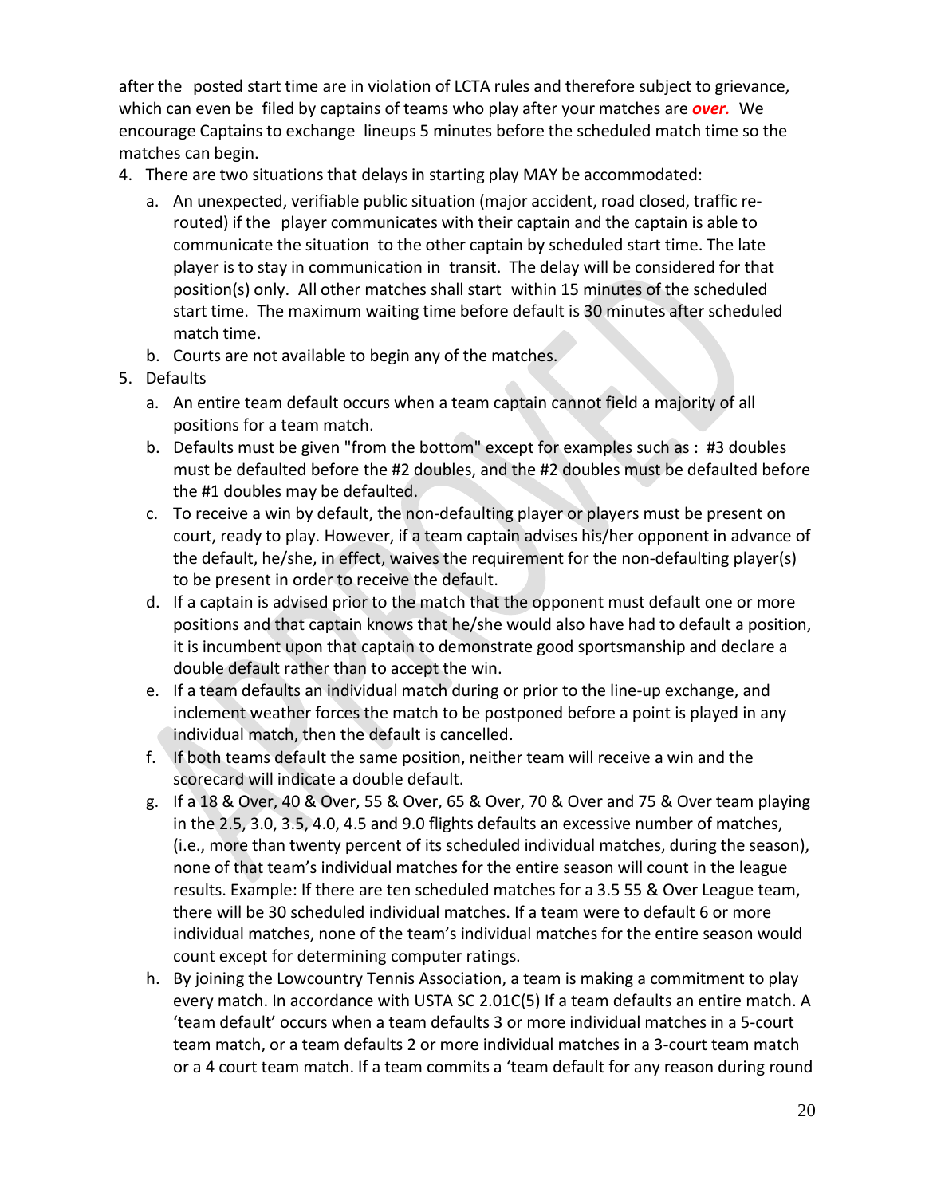after the posted start time are in violation of LCTA rules and therefore subject to grievance, which can even be filed by captains of teams who play after your matches are ***over.*** We encourage Captains to exchange lineups 5 minutes before the scheduled match time so the matches can begin.

4. There are two situations that delays in starting play MAY be accommodated:
    a. An unexpected, verifiable public situation (major accident, road closed, traffic re-routed) if the player communicates with their captain and the captain is able to communicate the situation to the other captain by scheduled start time. The late player is to stay in communication in transit. The delay will be considered for that position(s) only. All other matches shall start within 15 minutes of the scheduled start time. The maximum waiting time before default is 30 minutes after scheduled match time.
    b. Courts are not available to begin any of the matches.
5. Defaults
    a. An entire team default occurs when a team captain cannot field a majority of all positions for a team match.
    b. Defaults must be given "from the bottom" except for examples such as : #3 doubles must be defaulted before the #2 doubles, and the #2 doubles must be defaulted before the #1 doubles may be defaulted.
    c. To receive a win by default, the non-defaulting player or players must be present on court, ready to play. However, if a team captain advises his/her opponent in advance of the default, he/she, in effect, waives the requirement for the non-defaulting player(s) to be present in order to receive the default.
    d. If a captain is advised prior to the match that the opponent must default one or more positions and that captain knows that he/she would also have had to default a position, it is incumbent upon that captain to demonstrate good sportsmanship and declare a double default rather than to accept the win.
    e. If a team defaults an individual match during or prior to the line-up exchange, and inclement weather forces the match to be postponed before a point is played in any individual match, then the default is cancelled.
    f. If both teams default the same position, neither team will receive a win and the scorecard will indicate a double default.
    g. If a 18 & Over, 40 & Over, 55 & Over, 65 & Over, 70 & Over and 75 & Over team playing in the 2.5, 3.0, 3.5, 4.0, 4.5 and 9.0 flights defaults an excessive number of matches, (i.e., more than twenty percent of its scheduled individual matches, during the season), none of that team's individual matches for the entire season will count in the league results. Example: If there are ten scheduled matches for a 3.5 55 & Over League team, there will be 30 scheduled individual matches. If a team were to default 6 or more individual matches, none of the team's individual matches for the entire season would count except for determining computer ratings.
    h. By joining the Lowcountry Tennis Association, a team is making a commitment to play every match. In accordance with USTA SC 2.01C(5) If a team defaults an entire match. A 'team default' occurs when a team defaults 3 or more individual matches in a 5-court team match, or a team defaults 2 or more individual matches in a 3-court team match or a 4 court team match. If a team commits a 'team default for any reason during round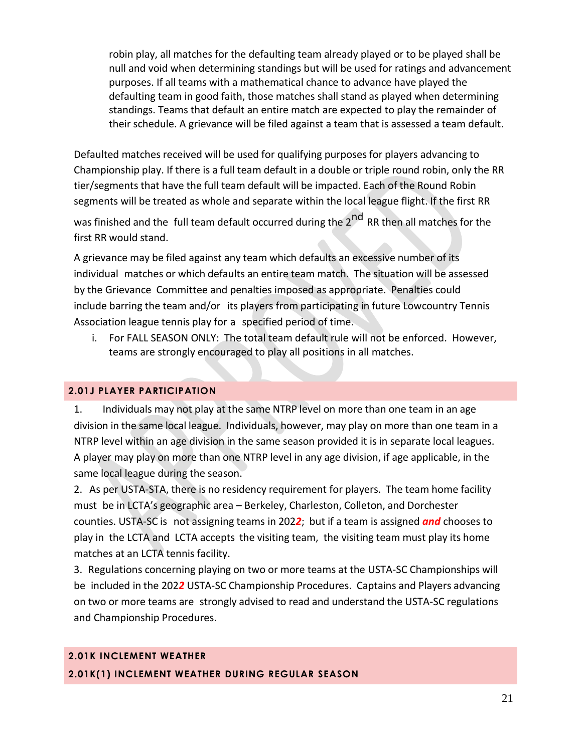robin play, all matches for the defaulting team already played or to be played shall be null and void when determining standings but will be used for ratings and advancement purposes. If all teams with a mathematical chance to advance have played the defaulting team in good faith, those matches shall stand as played when determining standings. Teams that default an entire match are expected to play the remainder of their schedule. A grievance will be filed against a team that is assessed a team default.

Defaulted matches received will be used for qualifying purposes for players advancing to Championship play. If there is a full team default in a double or triple round robin, only the RR tier/segments that have the full team default will be impacted. Each of the Round Robin segments will be treated as whole and separate within the local league flight. If the first RR was finished and the full team default occurred during the 2nd RR then all matches for the first RR would stand.

A grievance may be filed against any team which defaults an excessive number of its individual matches or which defaults an entire team match. The situation will be assessed by the Grievance Committee and penalties imposed as appropriate. Penalties could include barring the team and/or its players from participating in future Lowcountry Tennis Association league tennis play for a specified period of time.

i. For FALL SEASON ONLY: The total team default rule will not be enforced. However, teams are strongly encouraged to play all positions in all matches.

## 2.01J PLAYER PARTICIPATION

1. Individuals may not play at the same NTRP level on more than one team in an age division in the same local league. Individuals, however, may play on more than one team in a NTRP level within an age division in the same season provided it is in separate local leagues. A player may play on more than one NTRP level in any age division, if age applicable, in the same local league during the season.

2. As per USTA-STA, there is no residency requirement for players. The team home facility must be in LCTA's geographic area – Berkeley, Charleston, Colleton, and Dorchester counties. USTA-SC is not assigning teams in 202***2***; but if a team is assigned ***and*** chooses to play in the LCTA and LCTA accepts the visiting team, the visiting team must play its home matches at an LCTA tennis facility.

3. Regulations concerning playing on two or more teams at the USTA-SC Championships will be included in the 202***2*** USTA-SC Championship Procedures. Captains and Players advancing on two or more teams are strongly advised to read and understand the USTA-SC regulations and Championship Procedures.

## 2.01K INCLEMENT WEATHER

### 2.01K(1) INCLEMENT WEATHER DURING REGULAR SEASON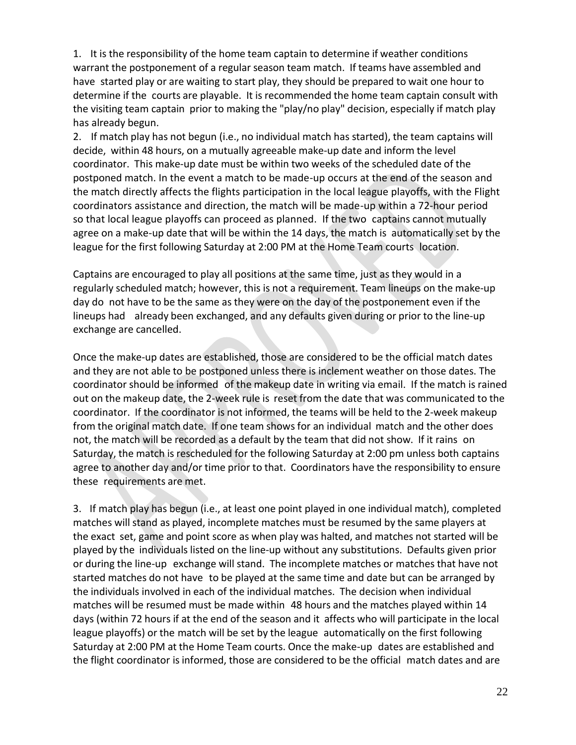1. It is the responsibility of the home team captain to determine if weather conditions warrant the postponement of a regular season team match. If teams have assembled and have started play or are waiting to start play, they should be prepared to wait one hour to determine if the courts are playable. It is recommended the home team captain consult with the visiting team captain prior to making the "play/no play" decision, especially if match play has already begun.

2. If match play has not begun (i.e., no individual match has started), the team captains will decide, within 48 hours, on a mutually agreeable make-up date and inform the level coordinator. This make-up date must be within two weeks of the scheduled date of the postponed match. In the event a match to be made-up occurs at the end of the season and the match directly affects the flights participation in the local league playoffs, with the Flight coordinators assistance and direction, the match will be made-up within a 72-hour period so that local league playoffs can proceed as planned. If the two captains cannot mutually agree on a make-up date that will be within the 14 days, the match is automatically set by the league for the first following Saturday at 2:00 PM at the Home Team courts location.

Captains are encouraged to play all positions at the same time, just as they would in a regularly scheduled match; however, this is not a requirement. Team lineups on the make-up day do not have to be the same as they were on the day of the postponement even if the lineups had already been exchanged, and any defaults given during or prior to the line-up exchange are cancelled.

Once the make-up dates are established, those are considered to be the official match dates and they are not able to be postponed unless there is inclement weather on those dates. The coordinator should be informed of the makeup date in writing via email. If the match is rained out on the makeup date, the 2-week rule is reset from the date that was communicated to the coordinator. If the coordinator is not informed, the teams will be held to the 2-week makeup from the original match date. If one team shows for an individual match and the other does not, the match will be recorded as a default by the team that did not show. If it rains on Saturday, the match is rescheduled for the following Saturday at 2:00 pm unless both captains agree to another day and/or time prior to that. Coordinators have the responsibility to ensure these requirements are met.

3. If match play has begun (i.e., at least one point played in one individual match), completed matches will stand as played, incomplete matches must be resumed by the same players at the exact set, game and point score as when play was halted, and matches not started will be played by the individuals listed on the line-up without any substitutions. Defaults given prior or during the line-up exchange will stand. The incomplete matches or matches that have not started matches do not have to be played at the same time and date but can be arranged by the individuals involved in each of the individual matches. The decision when individual matches will be resumed must be made within 48 hours and the matches played within 14 days (within 72 hours if at the end of the season and it affects who will participate in the local league playoffs) or the match will be set by the league automatically on the first following Saturday at 2:00 PM at the Home Team courts. Once the make-up dates are established and the flight coordinator is informed, those are considered to be the official match dates and are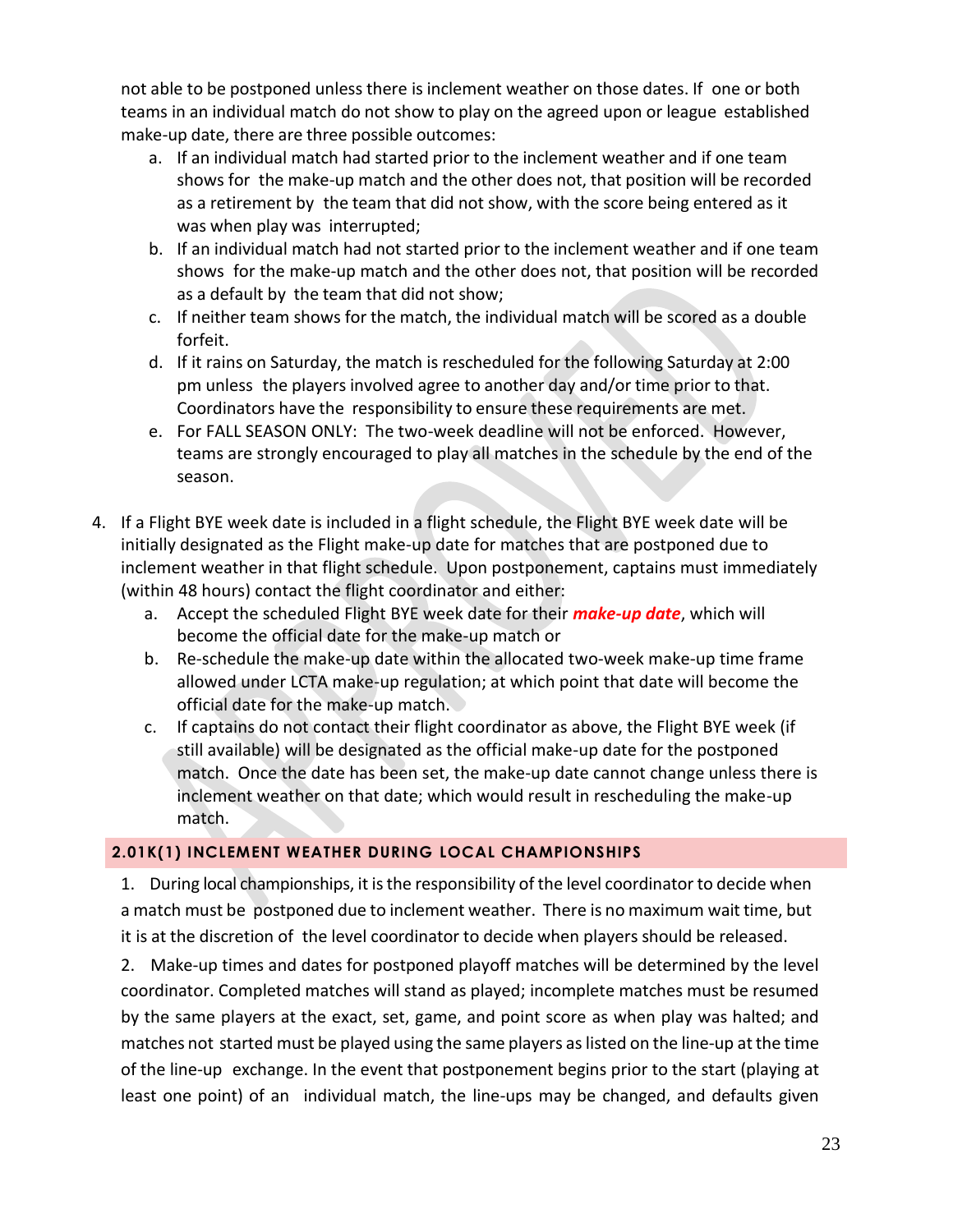not able to be postponed unless there is inclement weather on those dates. If one or both teams in an individual match do not show to play on the agreed upon or league established make-up date, there are three possible outcomes:

a. If an individual match had started prior to the inclement weather and if one team shows for the make-up match and the other does not, that position will be recorded as a retirement by the team that did not show, with the score being entered as it was when play was interrupted;
b. If an individual match had not started prior to the inclement weather and if one team shows for the make-up match and the other does not, that position will be recorded as a default by the team that did not show;
c. If neither team shows for the match, the individual match will be scored as a double forfeit.
d. If it rains on Saturday, the match is rescheduled for the following Saturday at 2:00 pm unless the players involved agree to another day and/or time prior to that. Coordinators have the responsibility to ensure these requirements are met.
e. For FALL SEASON ONLY: The two-week deadline will not be enforced. However, teams are strongly encouraged to play all matches in the schedule by the end of the season.

4. If a Flight BYE week date is included in a flight schedule, the Flight BYE week date will be initially designated as the Flight make-up date for matches that are postponed due to inclement weather in that flight schedule. Upon postponement, captains must immediately (within 48 hours) contact the flight coordinator and either:
   a. Accept the scheduled Flight BYE week date for their ***make-up date***, which will become the official date for the make-up match or
   b. Re-schedule the make-up date within the allocated two-week make-up time frame allowed under LCTA make-up regulation; at which point that date will become the official date for the make-up match.
   c. If captains do not contact their flight coordinator as above, the Flight BYE week (if still available) will be designated as the official make-up date for the postponed match. Once the date has been set, the make-up date cannot change unless there is inclement weather on that date; which would result in rescheduling the make-up match.

## 2.01K(1) INCLEMENT WEATHER DURING LOCAL CHAMPIONSHIPS

1. During local championships, it is the responsibility of the level coordinator to decide when a match must be postponed due to inclement weather. There is no maximum wait time, but it is at the discretion of the level coordinator to decide when players should be released.

2. Make-up times and dates for postponed playoff matches will be determined by the level coordinator. Completed matches will stand as played; incomplete matches must be resumed by the same players at the exact, set, game, and point score as when play was halted; and matches not started must be played using the same players as listed on the line-up at the time of the line-up exchange. In the event that postponement begins prior to the start (playing at least one point) of an individual match, the line-ups may be changed, and defaults given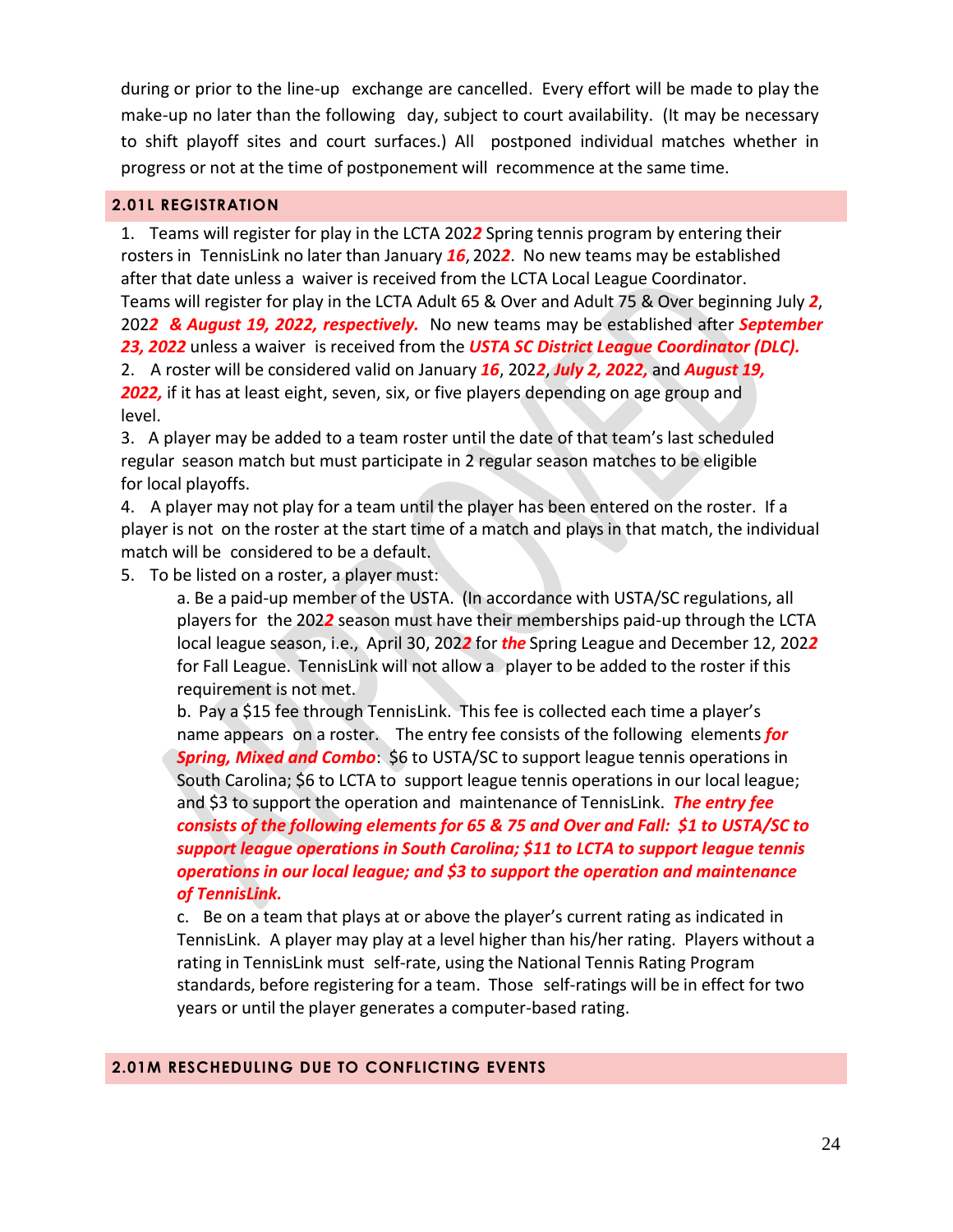during or prior to the line-up exchange are cancelled. Every effort will be made to play the make-up no later than the following day, subject to court availability. (It may be necessary to shift playoff sites and court surfaces.) All postponed individual matches whether in progress or not at the time of postponement will recommence at the same time.

## 2.01L REGISTRATION

1. Teams will register for play in the LCTA 202***2*** Spring tennis program by entering their rosters in TennisLink no later than January ***16***, 202***2***. No new teams may be established after that date unless a waiver is received from the LCTA Local League Coordinator. Teams will register for play in the LCTA Adult 65 & Over and Adult 75 & Over beginning July ***2***, 202***2 & August 19, 2022, respectively.*** No new teams may be established after ***September 23, 2022*** unless a waiver is received from the ***USTA SC District League Coordinator (DLC).***
2. A roster will be considered valid on January ***16***, 202***2***, ***July 2, 2022,*** and ***August 19, 2022,*** if it has at least eight, seven, six, or five players depending on age group and level.
3. A player may be added to a team roster until the date of that team's last scheduled regular season match but must participate in 2 regular season matches to be eligible for local playoffs.
4. A player may not play for a team until the player has been entered on the roster. If a player is not on the roster at the start time of a match and plays in that match, the individual match will be considered to be a default.
5. To be listed on a roster, a player must:
   a. Be a paid-up member of the USTA. (In accordance with USTA/SC regulations, all players for the 202***2*** season must have their memberships paid-up through the LCTA local league season, i.e., April 30, 202***2*** for ***the*** Spring League and December 12, 202***2*** for Fall League. TennisLink will not allow a player to be added to the roster if this requirement is not met.
   b. Pay a $15 fee through TennisLink. This fee is collected each time a player's name appears on a roster. The entry fee consists of the following elements ***for Spring, Mixed and Combo***: $6 to USTA/SC to support league tennis operations in South Carolina; $6 to LCTA to support league tennis operations in our local league; and $3 to support the operation and maintenance of TennisLink. ***The entry fee consists of the following elements for 65 & 75 and Over and Fall: $1 to USTA/SC to support league operations in South Carolina; $11 to LCTA to support league tennis operations in our local league; and $3 to support the operation and maintenance of TennisLink.***
   c. Be on a team that plays at or above the player's current rating as indicated in TennisLink. A player may play at a level higher than his/her rating. Players without a rating in TennisLink must self-rate, using the National Tennis Rating Program standards, before registering for a team. Those self-ratings will be in effect for two years or until the player generates a computer-based rating.

## 2.01M RESCHEDULING DUE TO CONFLICTING EVENTS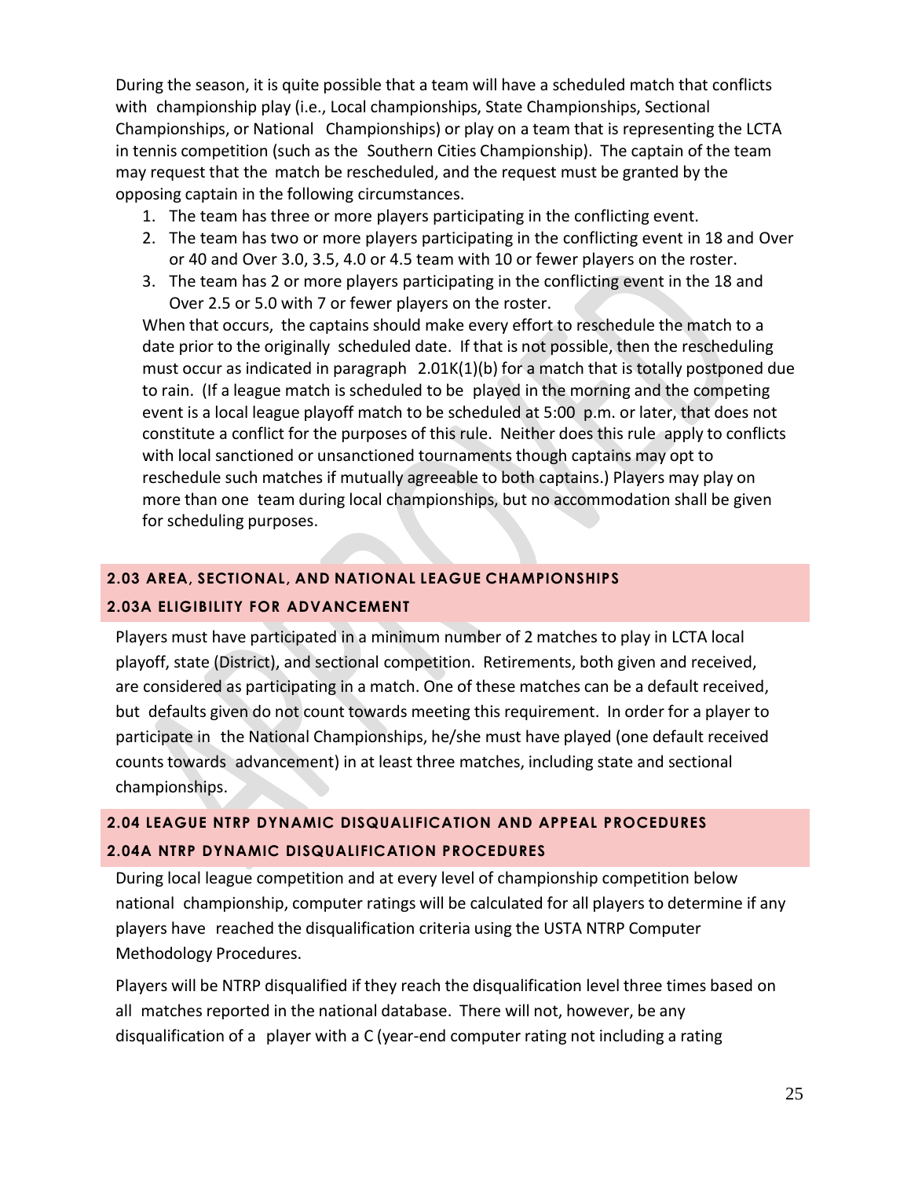During the season, it is quite possible that a team will have a scheduled match that conflicts with championship play (i.e., Local championships, State Championships, Sectional Championships, or National Championships) or play on a team that is representing the LCTA in tennis competition (such as the Southern Cities Championship). The captain of the team may request that the match be rescheduled, and the request must be granted by the opposing captain in the following circumstances.

1. The team has three or more players participating in the conflicting event.
2. The team has two or more players participating in the conflicting event in 18 and Over or 40 and Over 3.0, 3.5, 4.0 or 4.5 team with 10 or fewer players on the roster.
3. The team has 2 or more players participating in the conflicting event in the 18 and Over 2.5 or 5.0 with 7 or fewer players on the roster.

When that occurs, the captains should make every effort to reschedule the match to a date prior to the originally scheduled date. If that is not possible, then the rescheduling must occur as indicated in paragraph 2.01K(1)(b) for a match that is totally postponed due to rain. (If a league match is scheduled to be played in the morning and the competing event is a local league playoff match to be scheduled at 5:00 p.m. or later, that does not constitute a conflict for the purposes of this rule. Neither does this rule apply to conflicts with local sanctioned or unsanctioned tournaments though captains may opt to reschedule such matches if mutually agreeable to both captains.) Players may play on more than one team during local championships, but no accommodation shall be given for scheduling purposes.

## 2.03 AREA, SECTIONAL, AND NATIONAL LEAGUE CHAMPIONSHIPS

### 2.03A ELIGIBILITY FOR ADVANCEMENT

Players must have participated in a minimum number of 2 matches to play in LCTA local playoff, state (District), and sectional competition. Retirements, both given and received, are considered as participating in a match. One of these matches can be a default received, but defaults given do not count towards meeting this requirement. In order for a player to participate in the National Championships, he/she must have played (one default received counts towards advancement) in at least three matches, including state and sectional championships.

## 2.04 LEAGUE NTRP DYNAMIC DISQUALIFICATION AND APPEAL PROCEDURES

### 2.04A NTRP DYNAMIC DISQUALIFICATION PROCEDURES

During local league competition and at every level of championship competition below national championship, computer ratings will be calculated for all players to determine if any players have reached the disqualification criteria using the USTA NTRP Computer Methodology Procedures.

Players will be NTRP disqualified if they reach the disqualification level three times based on all matches reported in the national database. There will not, however, be any disqualification of a player with a C (year-end computer rating not including a rating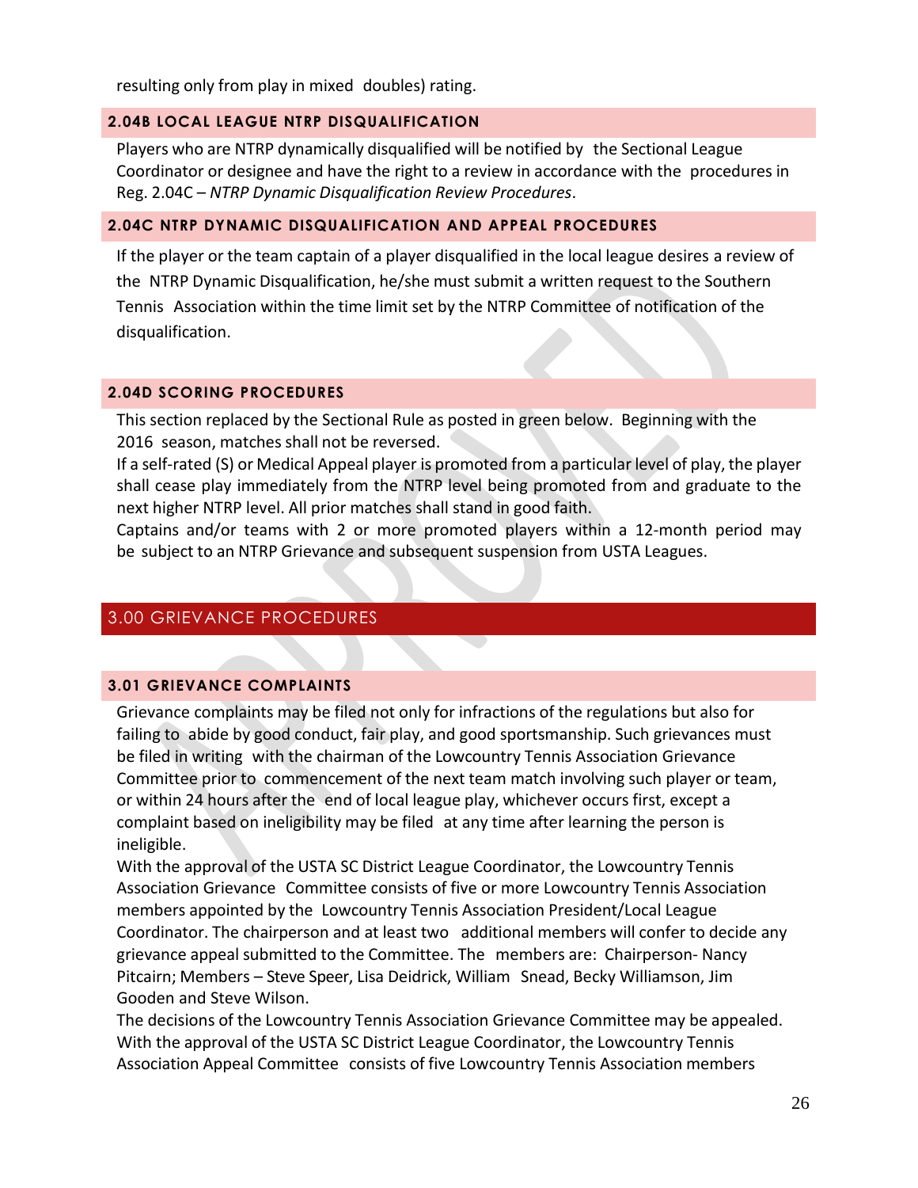resulting only from play in mixed doubles) rating.

### 2.04B LOCAL LEAGUE NTRP DISQUALIFICATION

Players who are NTRP dynamically disqualified will be notified by the Sectional League Coordinator or designee and have the right to a review in accordance with the procedures in Reg. 2.04C – *NTRP Dynamic Disqualification Review Procedures*.

### 2.04C NTRP DYNAMIC DISQUALIFICATION AND APPEAL PROCEDURES

If the player or the team captain of a player disqualified in the local league desires a review of the NTRP Dynamic Disqualification, he/she must submit a written request to the Southern Tennis Association within the time limit set by the NTRP Committee of notification of the disqualification.

### 2.04D SCORING PROCEDURES

This section replaced by the Sectional Rule as posted in green below. Beginning with the 2016 season, matches shall not be reversed.

If a self-rated (S) or Medical Appeal player is promoted from a particular level of play, the player shall cease play immediately from the NTRP level being promoted from and graduate to the next higher NTRP level. All prior matches shall stand in good faith.

Captains and/or teams with 2 or more promoted players within a 12-month period may be subject to an NTRP Grievance and subsequent suspension from USTA Leagues.

## 3.00 GRIEVANCE PROCEDURES

### 3.01 GRIEVANCE COMPLAINTS

Grievance complaints may be filed not only for infractions of the regulations but also for failing to abide by good conduct, fair play, and good sportsmanship. Such grievances must be filed in writing with the chairman of the Lowcountry Tennis Association Grievance Committee prior to commencement of the next team match involving such player or team, or within 24 hours after the end of local league play, whichever occurs first, except a complaint based on ineligibility may be filed at any time after learning the person is ineligible.

With the approval of the USTA SC District League Coordinator, the Lowcountry Tennis Association Grievance Committee consists of five or more Lowcountry Tennis Association members appointed by the Lowcountry Tennis Association President/Local League Coordinator. The chairperson and at least two additional members will confer to decide any grievance appeal submitted to the Committee. The members are: Chairperson- Nancy Pitcairn; Members – Steve Speer, Lisa Deidrick, William Snead, Becky Williamson, Jim Gooden and Steve Wilson.

The decisions of the Lowcountry Tennis Association Grievance Committee may be appealed. With the approval of the USTA SC District League Coordinator, the Lowcountry Tennis Association Appeal Committee consists of five Lowcountry Tennis Association members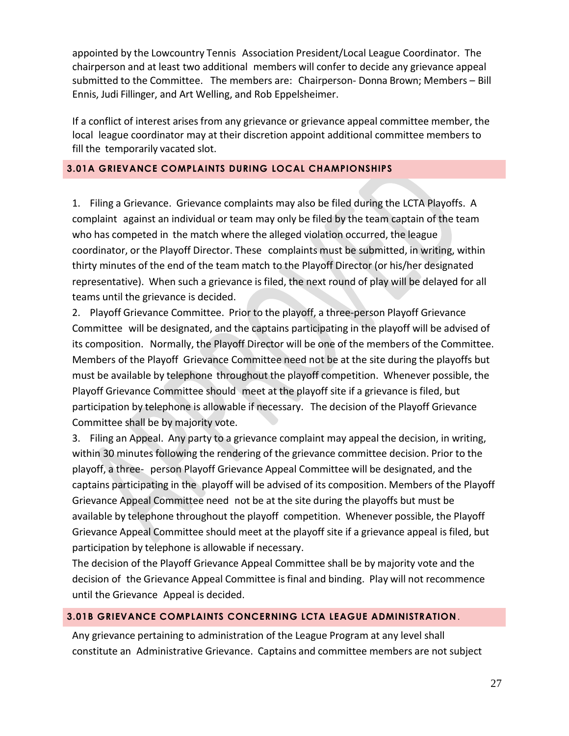appointed by the Lowcountry Tennis Association President/Local League Coordinator. The chairperson and at least two additional members will confer to decide any grievance appeal submitted to the Committee. The members are: Chairperson- Donna Brown; Members – Bill Ennis, Judi Fillinger, and Art Welling, and Rob Eppelsheimer.

If a conflict of interest arises from any grievance or grievance appeal committee member, the local league coordinator may at their discretion appoint additional committee members to fill the temporarily vacated slot.

### 3.01A GRIEVANCE COMPLAINTS DURING LOCAL CHAMPIONSHIPS

1. Filing a Grievance. Grievance complaints may also be filed during the LCTA Playoffs. A complaint against an individual or team may only be filed by the team captain of the team who has competed in the match where the alleged violation occurred, the league coordinator, or the Playoff Director. These complaints must be submitted, in writing, within thirty minutes of the end of the team match to the Playoff Director (or his/her designated representative). When such a grievance is filed, the next round of play will be delayed for all teams until the grievance is decided.
2. Playoff Grievance Committee. Prior to the playoff, a three-person Playoff Grievance Committee will be designated, and the captains participating in the playoff will be advised of its composition. Normally, the Playoff Director will be one of the members of the Committee. Members of the Playoff Grievance Committee need not be at the site during the playoffs but must be available by telephone throughout the playoff competition. Whenever possible, the Playoff Grievance Committee should meet at the playoff site if a grievance is filed, but participation by telephone is allowable if necessary. The decision of the Playoff Grievance Committee shall be by majority vote.
3. Filing an Appeal. Any party to a grievance complaint may appeal the decision, in writing, within 30 minutes following the rendering of the grievance committee decision. Prior to the playoff, a three- person Playoff Grievance Appeal Committee will be designated, and the captains participating in the playoff will be advised of its composition. Members of the Playoff Grievance Appeal Committee need not be at the site during the playoffs but must be available by telephone throughout the playoff competition. Whenever possible, the Playoff Grievance Appeal Committee should meet at the playoff site if a grievance appeal is filed, but participation by telephone is allowable if necessary.
The decision of the Playoff Grievance Appeal Committee shall be by majority vote and the decision of the Grievance Appeal Committee is final and binding. Play will not recommence until the Grievance Appeal is decided.

### 3.01B GRIEVANCE COMPLAINTS CONCERNING LCTA LEAGUE ADMINISTRATION.

Any grievance pertaining to administration of the League Program at any level shall constitute an Administrative Grievance. Captains and committee members are not subject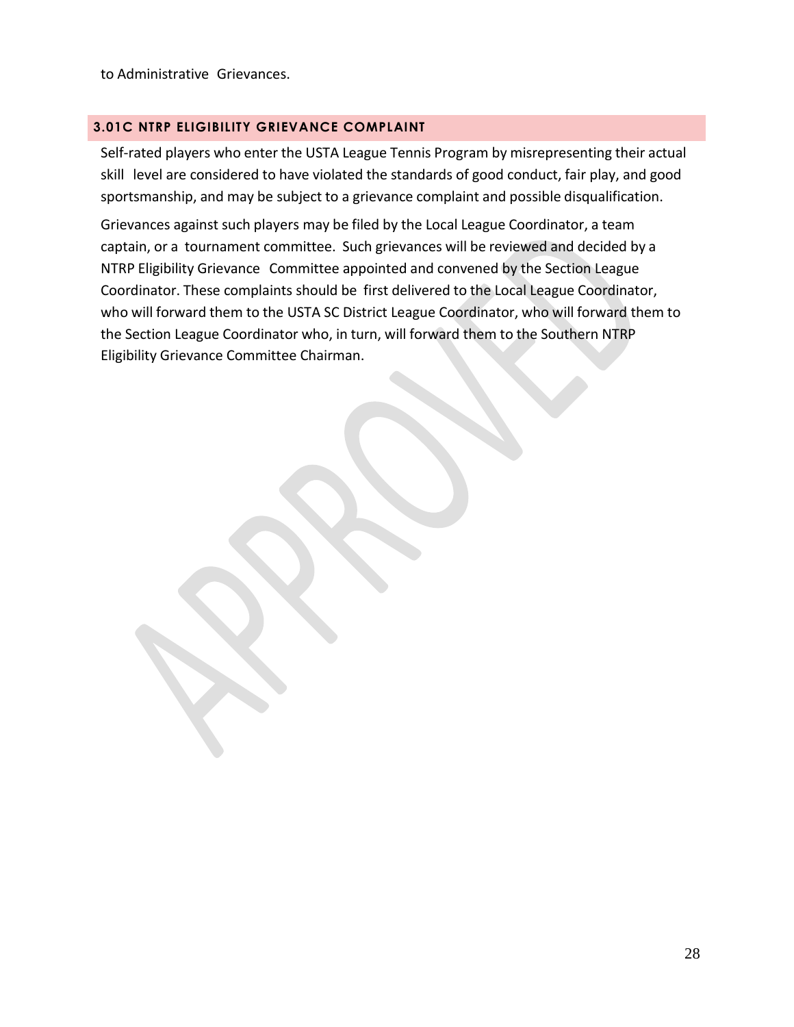to Administrative Grievances.

### 3.01C NTRP ELIGIBILITY GRIEVANCE COMPLAINT

Self-rated players who enter the USTA League Tennis Program by misrepresenting their actual skill level are considered to have violated the standards of good conduct, fair play, and good sportsmanship, and may be subject to a grievance complaint and possible disqualification.

Grievances against such players may be filed by the Local League Coordinator, a team captain, or a tournament committee. Such grievances will be reviewed and decided by a NTRP Eligibility Grievance Committee appointed and convened by the Section League Coordinator. These complaints should be first delivered to the Local League Coordinator, who will forward them to the USTA SC District League Coordinator, who will forward them to the Section League Coordinator who, in turn, will forward them to the Southern NTRP Eligibility Grievance Committee Chairman.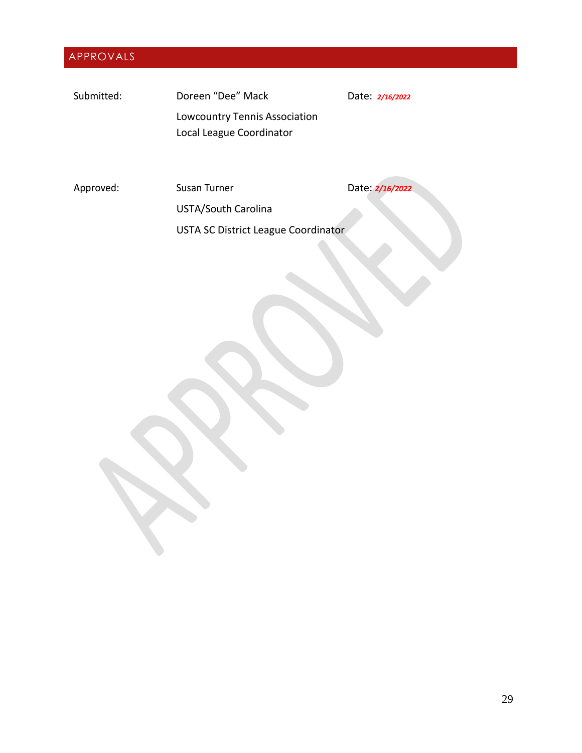## APPROVALS

| | | |
|---|---|---|
| Submitted: | Doreen "Dee" Mack<br>Lowcountry Tennis Association<br>Local League Coordinator | Date: ***2/16/2022*** |
| Approved: | Susan Turner<br>USTA/South Carolina<br>USTA SC District League Coordinator | Date: ***2/16/2022*** |

APPROVED